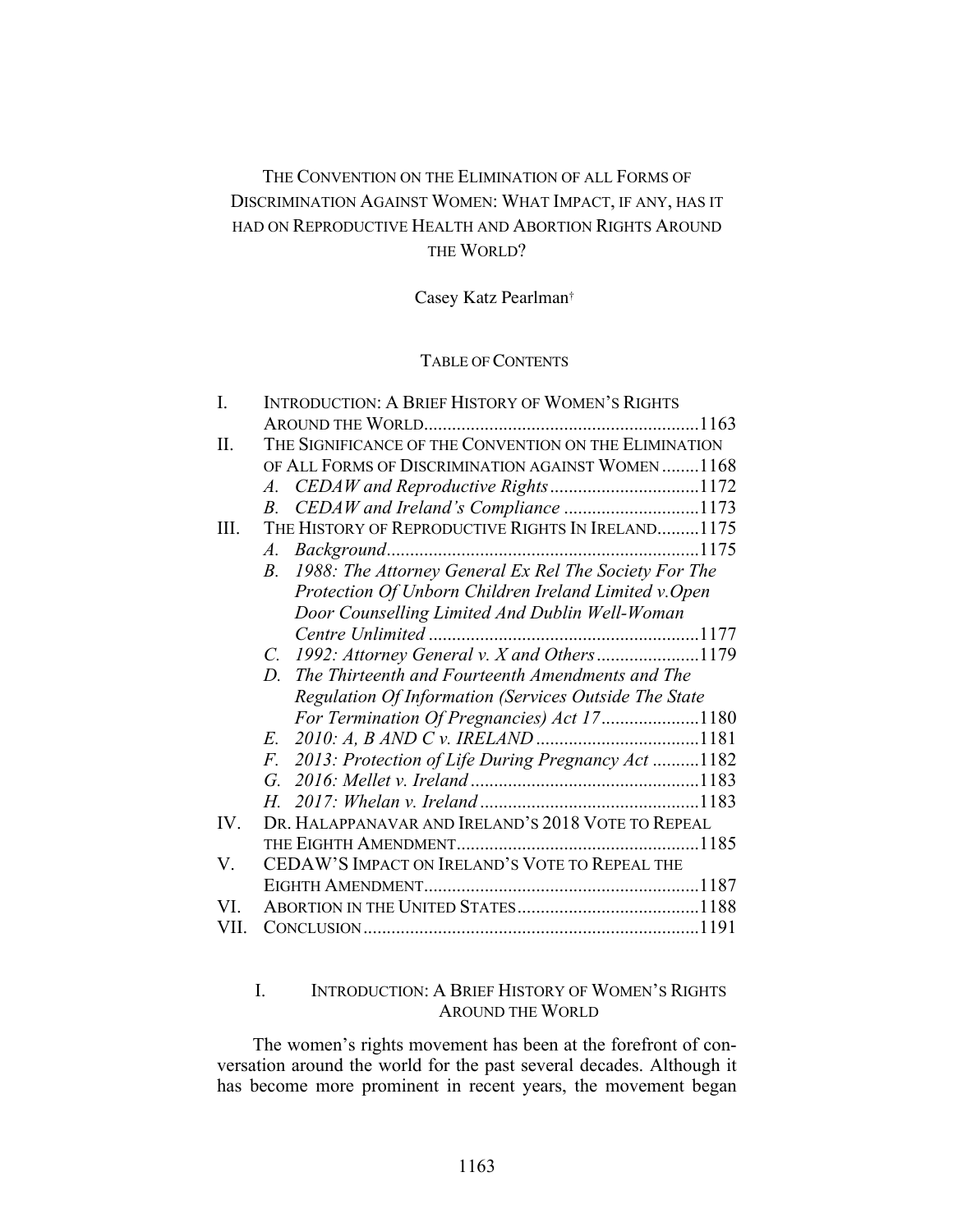# THE CONVENTION ON THE ELIMINATION OF ALL FORMS OF DISCRIMINATION AGAINST WOMEN: WHAT IMPACT, IF ANY, HAS IT HAD ON REPRODUCTIVE HEALTH AND ABORTION RIGHTS AROUND THE WORLD?

Casey Katz Pearlman[†]

TABLE OF CONTENTS

| | | |
|---|---|---|
| I. | INTRODUCTION: A BRIEF HISTORY OF WOMEN'S RIGHTS AROUND THE WORLD | 1163 |
| II. | THE SIGNIFICANCE OF THE CONVENTION ON THE ELIMINATION OF ALL FORMS OF DISCRIMINATION AGAINST WOMEN | 1168 |
| | *A. CEDAW and Reproductive Rights* | 1172 |
| | *B. CEDAW and Ireland's Compliance* | 1173 |
| III. | THE HISTORY OF REPRODUCTIVE RIGHTS IN IRELAND | 1175 |
| | *A. Background* | 1175 |
| | *B. 1988: The Attorney General Ex Rel The Society For The Protection Of Unborn Children Ireland Limited v.Open Door Counselling Limited And Dublin Well-Woman Centre Unlimited* | 1177 |
| | *C. 1992: Attorney General v. X and Others* | 1179 |
| | *D. The Thirteenth and Fourteenth Amendments and The Regulation Of Information (Services Outside The State For Termination Of Pregnancies) Act 17* | 1180 |
| | *E. 2010: A, B AND C v. IRELAND* | 1181 |
| | *F. 2013: Protection of Life During Pregnancy Act* | 1182 |
| | *G. 2016: Mellet v. Ireland* | 1183 |
| | *H. 2017: Whelan v. Ireland* | 1183 |
| IV. | DR. HALAPPANAVAR AND IRELAND'S 2018 VOTE TO REPEAL THE EIGHTH AMENDMENT | 1185 |
| V. | CEDAW'S IMPACT ON IRELAND'S VOTE TO REPEAL THE EIGHTH AMENDMENT | 1187 |
| VI. | ABORTION IN THE UNITED STATES | 1188 |
| VII. | CONCLUSION | 1191 |

## I. INTRODUCTION: A BRIEF HISTORY OF WOMEN'S RIGHTS AROUND THE WORLD

The women's rights movement has been at the forefront of conversation around the world for the past several decades. Although it has become more prominent in recent years, the movement began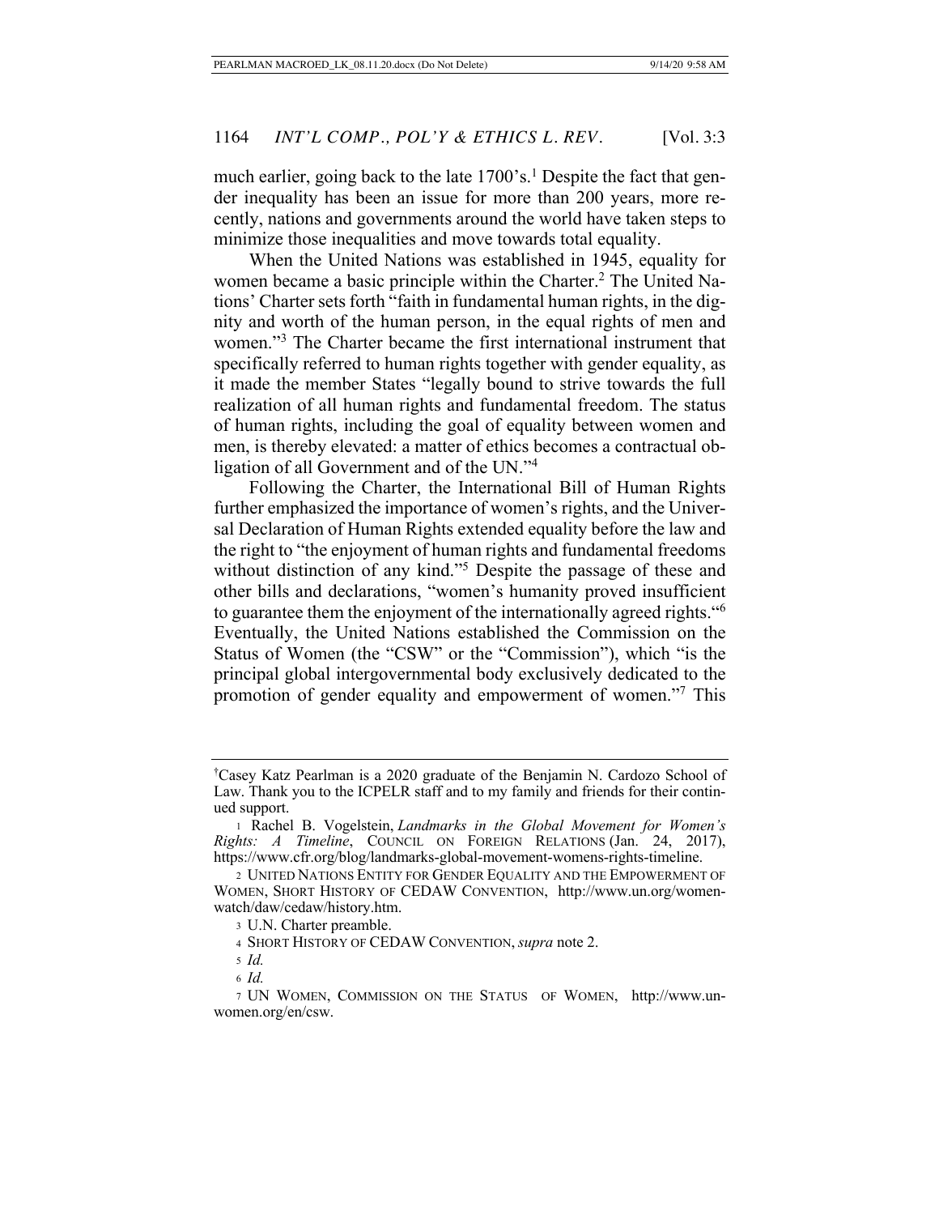much earlier, going back to the late 1700's.[1] Despite the fact that gender inequality has been an issue for more than 200 years, more recently, nations and governments around the world have taken steps to minimize those inequalities and move towards total equality.

When the United Nations was established in 1945, equality for women became a basic principle within the Charter.[2] The United Nations' Charter sets forth "faith in fundamental human rights, in the dignity and worth of the human person, in the equal rights of men and women."[3] The Charter became the first international instrument that specifically referred to human rights together with gender equality, as it made the member States "legally bound to strive towards the full realization of all human rights and fundamental freedom. The status of human rights, including the goal of equality between women and men, is thereby elevated: a matter of ethics becomes a contractual obligation of all Government and of the UN."[4]

Following the Charter, the International Bill of Human Rights further emphasized the importance of women's rights, and the Universal Declaration of Human Rights extended equality before the law and the right to "the enjoyment of human rights and fundamental freedoms without distinction of any kind."[5] Despite the passage of these and other bills and declarations, "women's humanity proved insufficient to guarantee them the enjoyment of the internationally agreed rights."[6] Eventually, the United Nations established the Commission on the Status of Women (the "CSW" or the "Commission"), which "is the principal global intergovernmental body exclusively dedicated to the promotion of gender equality and empowerment of women."[7] This

---

†Casey Katz Pearlman is a 2020 graduate of the Benjamin N. Cardozo School of Law. Thank you to the ICPELR staff and to my family and friends for their continued support.

1 Rachel B. Vogelstein, *Landmarks in the Global Movement for Women's Rights: A Timeline*, COUNCIL ON FOREIGN RELATIONS (Jan. 24, 2017), https://www.cfr.org/blog/landmarks-global-movement-womens-rights-timeline.

2 UNITED NATIONS ENTITY FOR GENDER EQUALITY AND THE EMPOWERMENT OF WOMEN, SHORT HISTORY OF CEDAW CONVENTION, http://www.un.org/womenwatch/daw/cedaw/history.htm.

3 U.N. Charter preamble.

4 SHORT HISTORY OF CEDAW CONVENTION, *supra* note 2.

5 *Id.*

6 *Id.*

7 UN WOMEN, COMMISSOIN ON THE STATUS OF WOMEN, http://www.unwomen.org/en/csw.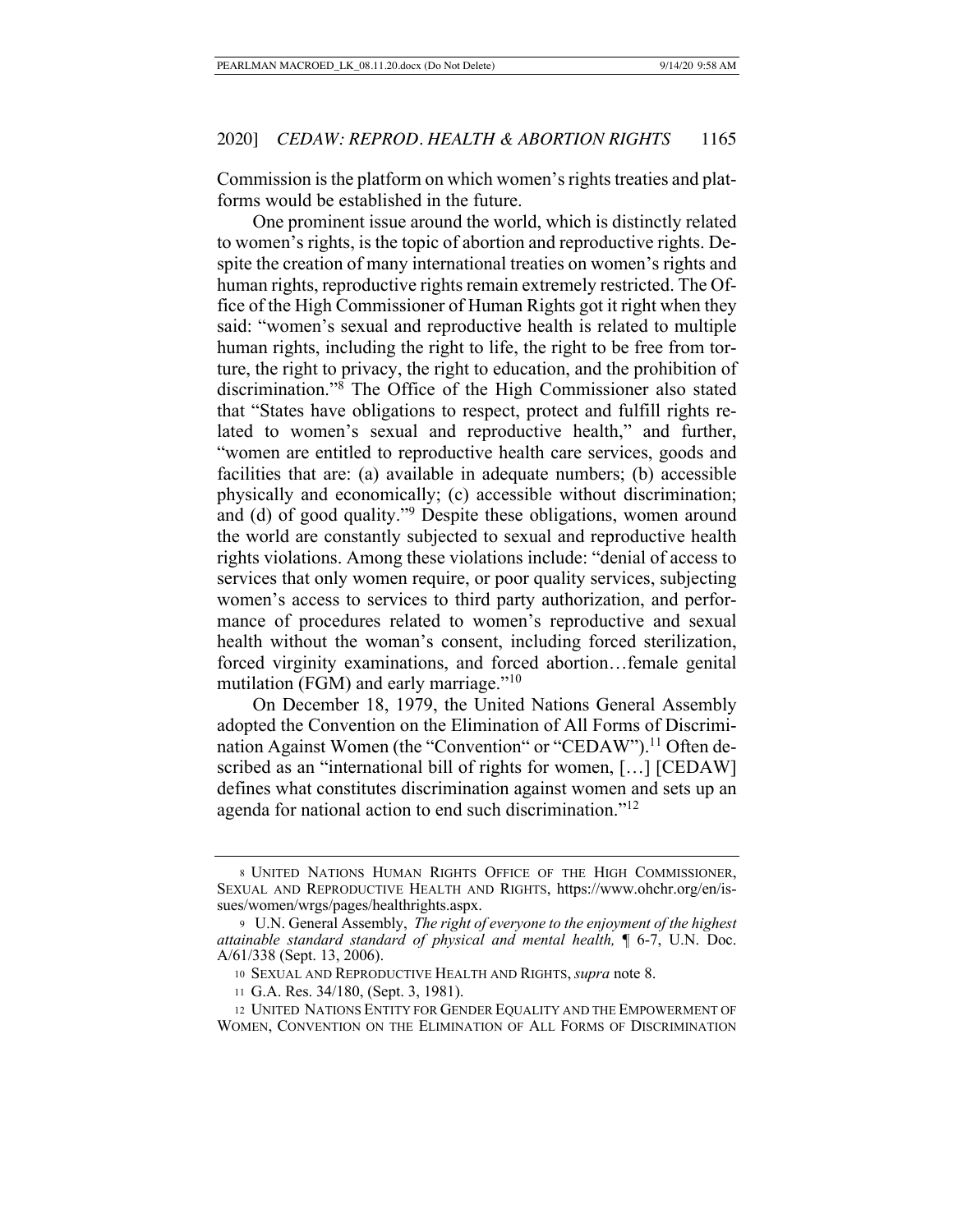Commission is the platform on which women's rights treaties and platforms would be established in the future.

One prominent issue around the world, which is distinctly related to women's rights, is the topic of abortion and reproductive rights. Despite the creation of many international treaties on women's rights and human rights, reproductive rights remain extremely restricted. The Office of the High Commissioner of Human Rights got it right when they said: "women's sexual and reproductive health is related to multiple human rights, including the right to life, the right to be free from torture, the right to privacy, the right to education, and the prohibition of discrimination."[8] The Office of the High Commissioner also stated that "States have obligations to respect, protect and fulfill rights related to women's sexual and reproductive health," and further, "women are entitled to reproductive health care services, goods and facilities that are: (a) available in adequate numbers; (b) accessible physically and economically; (c) accessible without discrimination; and (d) of good quality."[9] Despite these obligations, women around the world are constantly subjected to sexual and reproductive health rights violations. Among these violations include: "denial of access to services that only women require, or poor quality services, subjecting women's access to services to third party authorization, and performance of procedures related to women's reproductive and sexual health without the woman's consent, including forced sterilization, forced virginity examinations, and forced abortion…female genital mutilation (FGM) and early marriage."[10]

On December 18, 1979, the United Nations General Assembly adopted the Convention on the Elimination of All Forms of Discrimination Against Women (the "Convention" or "CEDAW").[11] Often described as an "international bill of rights for women, […] [CEDAW] defines what constitutes discrimination against women and sets up an agenda for national action to end such discrimination."[12]

---

8 UNITED NATIONS HUMAN RIGHTS OFFICE OF THE HIGH COMMISSIONER, SEXUAL AND REPRODUCTIVE HEALTH AND RIGHTS, https://www.ohchr.org/en/issues/women/wrgs/pages/healthrights.aspx.

9 U.N. General Assembly, *The right of everyone to the enjoyment of the highest attainable standard standard of physical and mental health,* ¶ 6-7, U.N. Doc. A/61/338 (Sept. 13, 2006).

10 SEXUAL AND REPRODUCTIVE HEALTH AND RIGHTS, *supra* note 8.

11 G.A. Res. 34/180, (Sept. 3, 1981).

12 UNITED NATIONS ENTITY FOR GENDER EQUALITY AND THE EMPOWERMENT OF WOMEN, CONVENTION ON THE ELIMINATION OF ALL FORMS OF DISCRIMINATION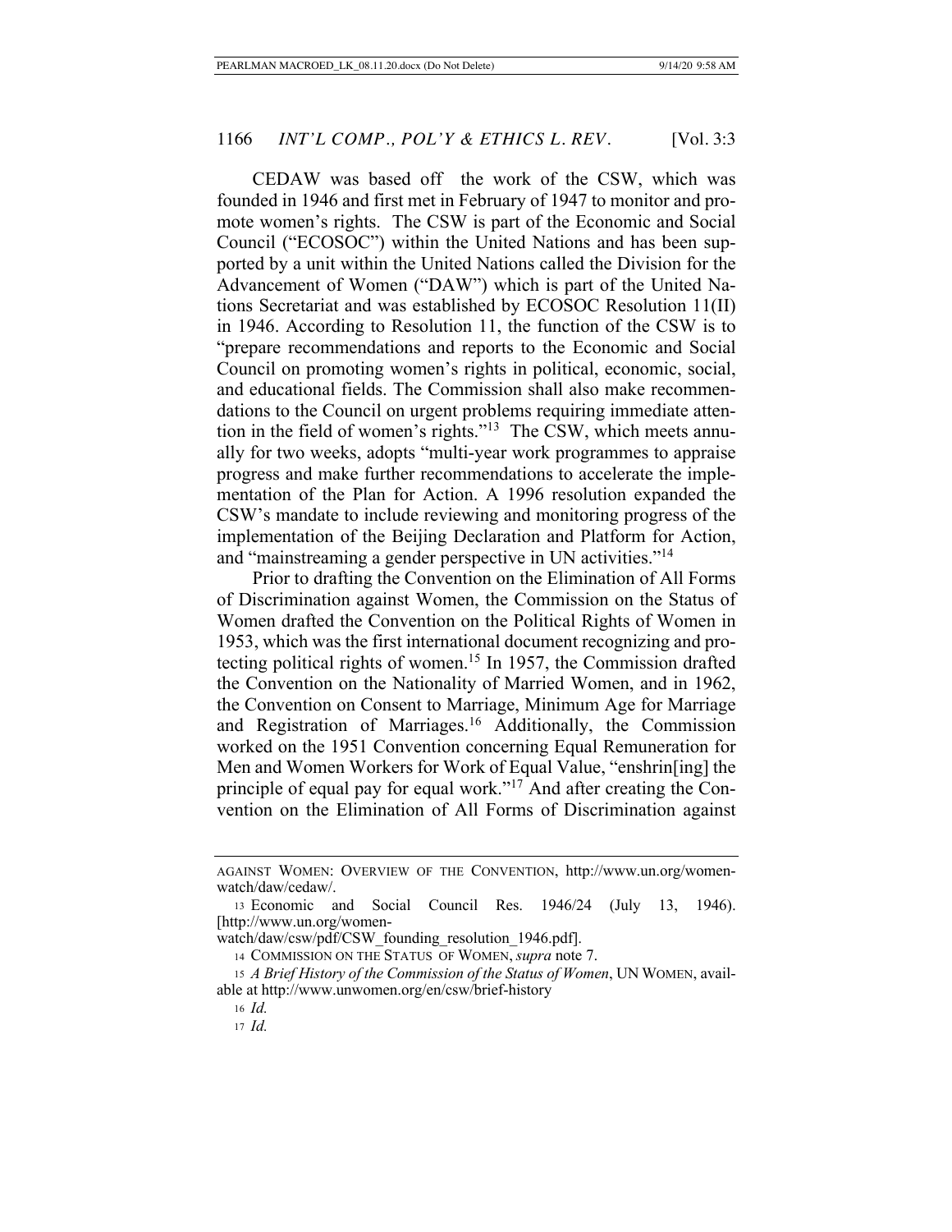CEDAW was based off the work of the CSW, which was founded in 1946 and first met in February of 1947 to monitor and promote women's rights. The CSW is part of the Economic and Social Council ("ECOSOC") within the United Nations and has been supported by a unit within the United Nations called the Division for the Advancement of Women ("DAW") which is part of the United Nations Secretariat and was established by ECOSOC Resolution 11(II) in 1946. According to Resolution 11, the function of the CSW is to "prepare recommendations and reports to the Economic and Social Council on promoting women's rights in political, economic, social, and educational fields. The Commission shall also make recommendations to the Council on urgent problems requiring immediate attention in the field of women's rights."[13] The CSW, which meets annually for two weeks, adopts "multi-year work programmes to appraise progress and make further recommendations to accelerate the implementation of the Plan for Action. A 1996 resolution expanded the CSW's mandate to include reviewing and monitoring progress of the implementation of the Beijing Declaration and Platform for Action, and "mainstreaming a gender perspective in UN activities."[14]

Prior to drafting the Convention on the Elimination of All Forms of Discrimination against Women, the Commission on the Status of Women drafted the Convention on the Political Rights of Women in 1953, which was the first international document recognizing and protecting political rights of women.[15] In 1957, the Commission drafted the Convention on the Nationality of Married Women, and in 1962, the Convention on Consent to Marriage, Minimum Age for Marriage and Registration of Marriages.[16] Additionally, the Commission worked on the 1951 Convention concerning Equal Remuneration for Men and Women Workers for Work of Equal Value, "enshrin[ing] the principle of equal pay for equal work."[17] And after creating the Convention on the Elimination of All Forms of Discrimination against

---

AGAINST WOMEN: OVERVIEW OF THE CONVENTION, http://www.un.org/womenwatch/daw/cedaw/.

13 Economic and Social Council Res. 1946/24 (July 13, 1946). [http://www.un.org/womenwatch/daw/csw/pdf/CSW_founding_resolution_1946.pdf].

14 COMMISSION ON THE STATUS OF WOMEN, *supra* note 7.

15 *A Brief History of the Commission of the Status of Women*, UN WOMEN, available at http://www.unwomen.org/en/csw/brief-history

16 *Id.*

17 *Id.*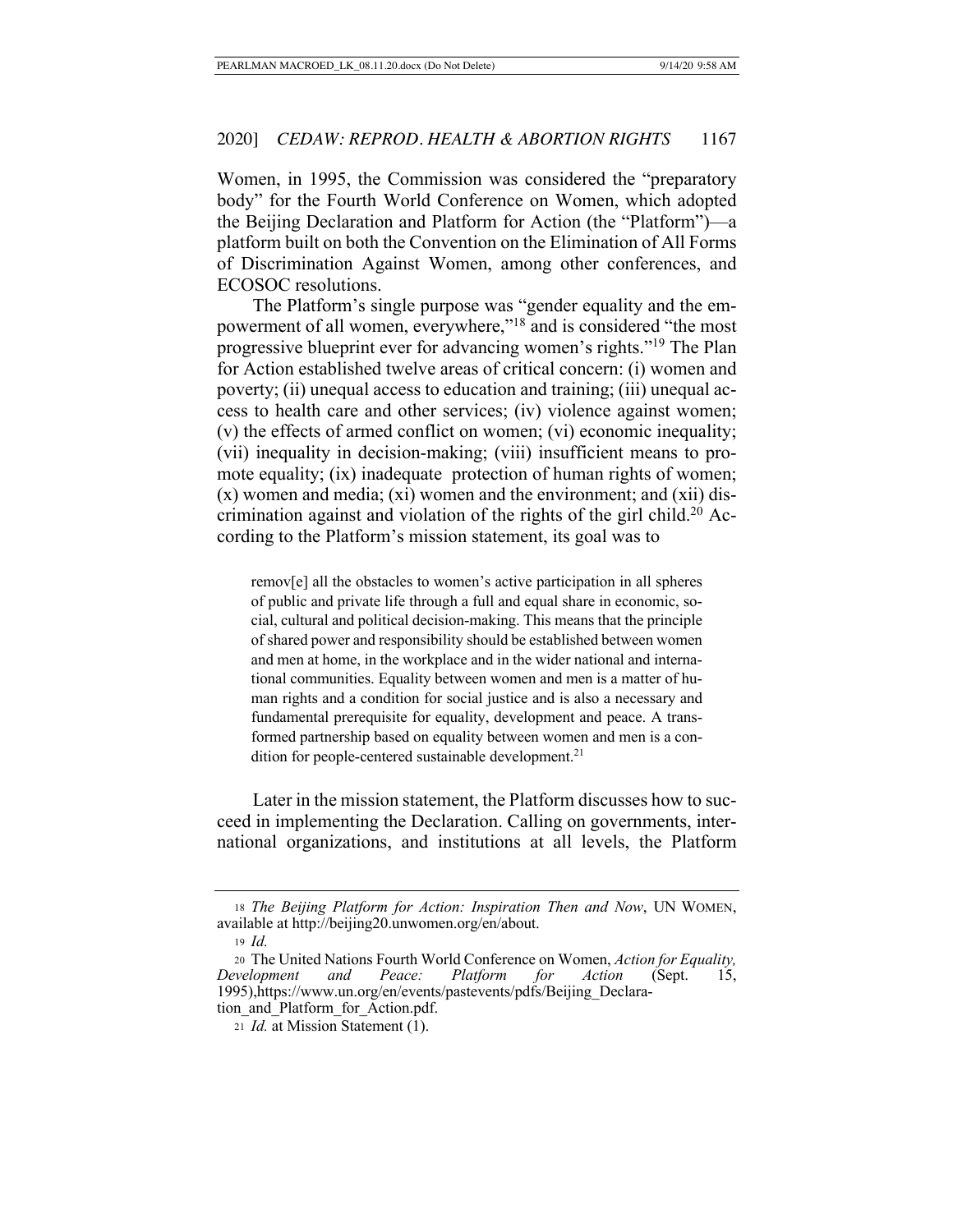Women, in 1995, the Commission was considered the "preparatory body" for the Fourth World Conference on Women, which adopted the Beijing Declaration and Platform for Action (the "Platform")—a platform built on both the Convention on the Elimination of All Forms of Discrimination Against Women, among other conferences, and ECOSOC resolutions.

The Platform's single purpose was "gender equality and the empowerment of all women, everywhere,"[18] and is considered "the most progressive blueprint ever for advancing women's rights."[19] The Plan for Action established twelve areas of critical concern: (i) women and poverty; (ii) unequal access to education and training; (iii) unequal access to health care and other services; (iv) violence against women; (v) the effects of armed conflict on women; (vi) economic inequality; (vii) inequality in decision-making; (viii) insufficient means to promote equality; (ix) inadequate protection of human rights of women; (x) women and media; (xi) women and the environment; and (xii) discrimination against and violation of the rights of the girl child.[20] According to the Platform's mission statement, its goal was to

> remov[e] all the obstacles to women's active participation in all spheres of public and private life through a full and equal share in economic, social, cultural and political decision-making. This means that the principle of shared power and responsibility should be established between women and men at home, in the workplace and in the wider national and international communities. Equality between women and men is a matter of human rights and a condition for social justice and is also a necessary and fundamental prerequisite for equality, development and peace. A transformed partnership based on equality between women and men is a condition for people-centered sustainable development.[21]

Later in the mission statement, the Platform discusses how to succeed in implementing the Declaration. Calling on governments, international organizations, and institutions at all levels, the Platform

---

[18] *The Beijing Platform for Action: Inspiration Then and Now*, UN WOMEN, available at http://beijing20.unwomen.org/en/about.

[19] *Id.*

[20] The United Nations Fourth World Conference on Women, *Action for Equality, Development and Peace: Platform for Action* (Sept. 15, 1995),https://www.un.org/en/events/pastevents/pdfs/Beijing_Declaration_and_Platform_for_Action.pdf.

[21] *Id.* at Mission Statement (1).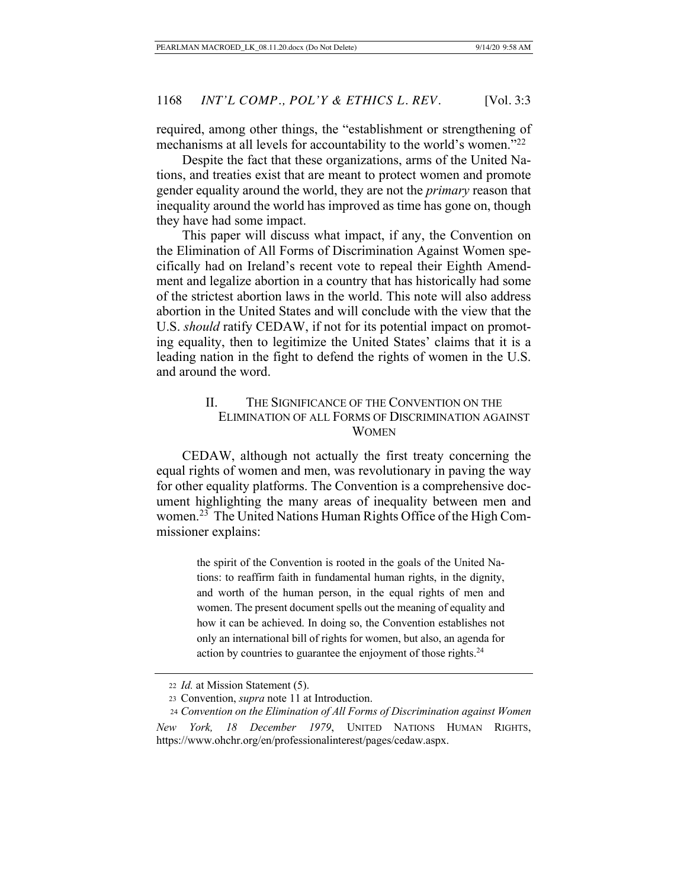required, among other things, the "establishment or strengthening of mechanisms at all levels for accountability to the world's women."[22]

Despite the fact that these organizations, arms of the United Nations, and treaties exist that are meant to protect women and promote gender equality around the world, they are not the *primary* reason that inequality around the world has improved as time has gone on, though they have had some impact.

This paper will discuss what impact, if any, the Convention on the Elimination of All Forms of Discrimination Against Women specifically had on Ireland's recent vote to repeal their Eighth Amendment and legalize abortion in a country that has historically had some of the strictest abortion laws in the world. This note will also address abortion in the United States and will conclude with the view that the U.S. *should* ratify CEDAW, if not for its potential impact on promoting equality, then to legitimize the United States' claims that it is a leading nation in the fight to defend the rights of women in the U.S. and around the word.

## II. THE SIGNIFICANCE OF THE CONVENTION ON THE ELIMINATION OF ALL FORMS OF DISCRIMINATION AGAINST WOMEN

CEDAW, although not actually the first treaty concerning the equal rights of women and men, was revolutionary in paving the way for other equality platforms. The Convention is a comprehensive document highlighting the many areas of inequality between men and women.[23] The United Nations Human Rights Office of the High Commissioner explains:

> the spirit of the Convention is rooted in the goals of the United Nations: to reaffirm faith in fundamental human rights, in the dignity, and worth of the human person, in the equal rights of men and women. The present document spells out the meaning of equality and how it can be achieved. In doing so, the Convention establishes not only an international bill of rights for women, but also, an agenda for action by countries to guarantee the enjoyment of those rights.[24]

---

22 *Id.* at Mission Statement (5).

23 Convention, *supra* note 11 at Introduction.

24 *Convention on the Elimination of All Forms of Discrimination against Women New York, 18 December 1979*, UNITED NATIONS HUMAN RIGHTS, https://www.ohchr.org/en/professionalinterest/pages/cedaw.aspx.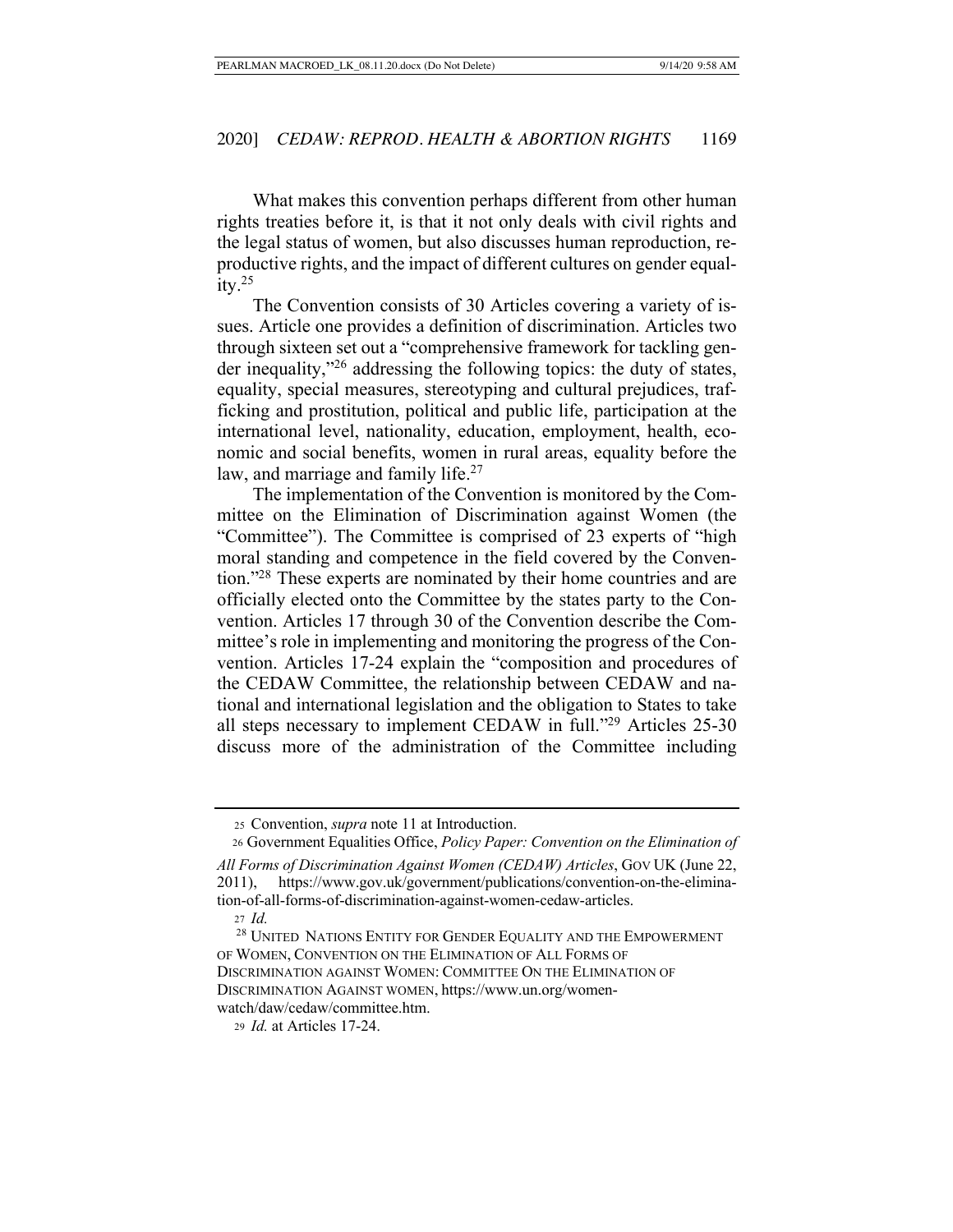What makes this convention perhaps different from other human rights treaties before it, is that it not only deals with civil rights and the legal status of women, but also discusses human reproduction, reproductive rights, and the impact of different cultures on gender equality.[25]

The Convention consists of 30 Articles covering a variety of issues. Article one provides a definition of discrimination. Articles two through sixteen set out a "comprehensive framework for tackling gender inequality,"[26] addressing the following topics: the duty of states, equality, special measures, stereotyping and cultural prejudices, trafficking and prostitution, political and public life, participation at the international level, nationality, education, employment, health, economic and social benefits, women in rural areas, equality before the law, and marriage and family life.[27]

The implementation of the Convention is monitored by the Committee on the Elimination of Discrimination against Women (the "Committee"). The Committee is comprised of 23 experts of "high moral standing and competence in the field covered by the Convention."[28] These experts are nominated by their home countries and are officially elected onto the Committee by the states party to the Convention. Articles 17 through 30 of the Convention describe the Committee's role in implementing and monitoring the progress of the Convention. Articles 17-24 explain the "composition and procedures of the CEDAW Committee, the relationship between CEDAW and national and international legislation and the obligation to States to take all steps necessary to implement CEDAW in full."[29] Articles 25-30 discuss more of the administration of the Committee including

---

25 Convention, *supra* note 11 at Introduction.

26 Government Equalities Office, *Policy Paper: Convention on the Elimination of All Forms of Discrimination Against Women (CEDAW) Articles*, GOV UK (June 22, 2011), https://www.gov.uk/government/publications/convention-on-the-elimination-of-all-forms-of-discrimination-against-women-cedaw-articles.

27 *Id.*

28 UNITED NATIONS ENTITY FOR GENDER EQUALITY AND THE EMPOWERMENT OF WOMEN, CONVENTION ON THE ELIMINATION OF ALL FORMS OF DISCRIMINATION AGAINST WOMEN: COMMITTEE ON THE ELIMINATION OF DISCRIMINATION AGAINST WOMEN, https://www.un.org/womenwatch/daw/cedaw/committee.htm.

29 *Id.* at Articles 17-24.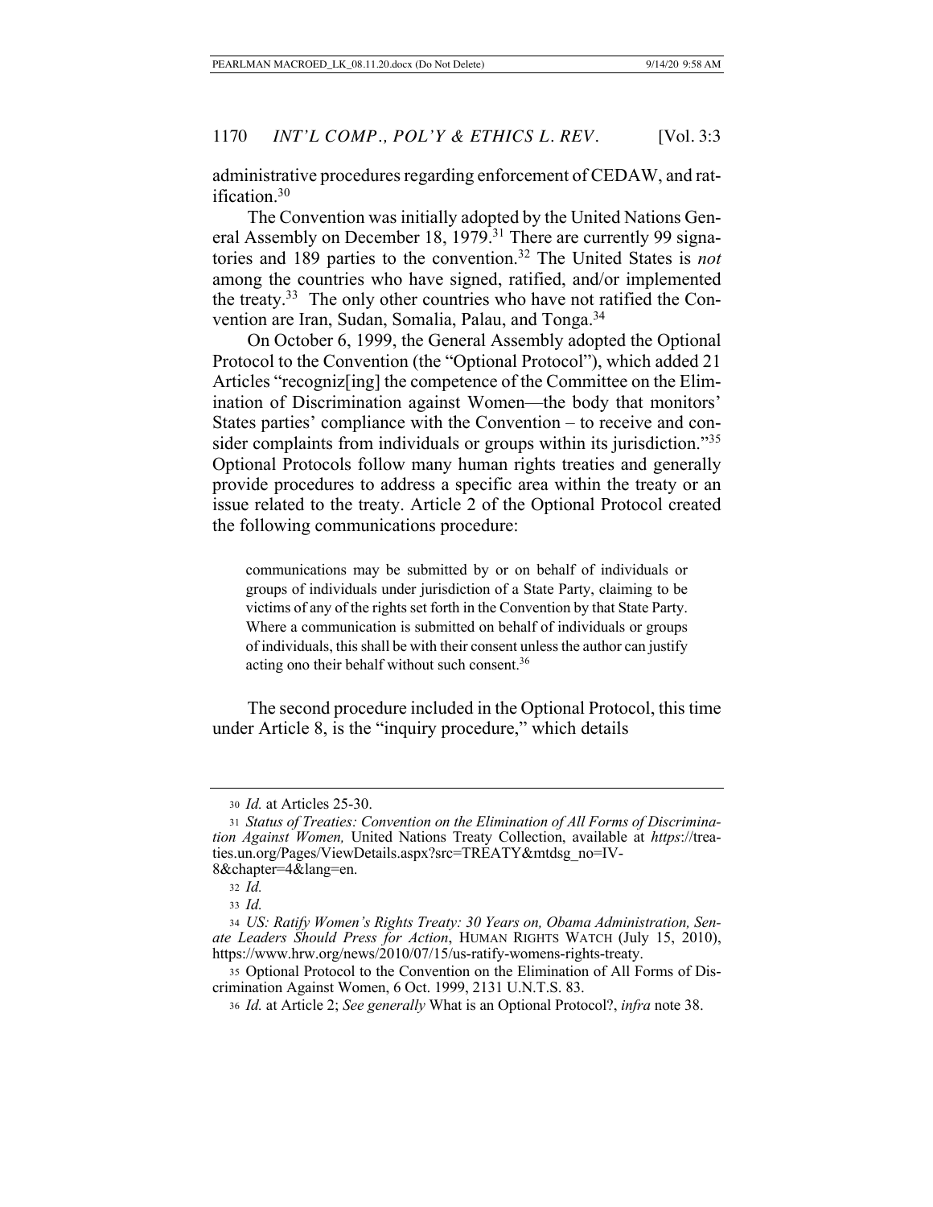administrative procedures regarding enforcement of CEDAW, and ratification.[30]

The Convention was initially adopted by the United Nations General Assembly on December 18, 1979.[31] There are currently 99 signatories and 189 parties to the convention.[32] The United States is *not* among the countries who have signed, ratified, and/or implemented the treaty.[33] The only other countries who have not ratified the Convention are Iran, Sudan, Somalia, Palau, and Tonga.[34]

On October 6, 1999, the General Assembly adopted the Optional Protocol to the Convention (the "Optional Protocol"), which added 21 Articles "recogniz[ing] the competence of the Committee on the Elimination of Discrimination against Women—the body that monitors' States parties' compliance with the Convention – to receive and consider complaints from individuals or groups within its jurisdiction."[35] Optional Protocols follow many human rights treaties and generally provide procedures to address a specific area within the treaty or an issue related to the treaty. Article 2 of the Optional Protocol created the following communications procedure:

> communications may be submitted by or on behalf of individuals or groups of individuals under jurisdiction of a State Party, claiming to be victims of any of the rights set forth in the Convention by that State Party. Where a communication is submitted on behalf of individuals or groups of individuals, this shall be with their consent unless the author can justify acting ono their behalf without such consent.[36]

The second procedure included in the Optional Protocol, this time under Article 8, is the "inquiry procedure," which details

---

30 *Id.* at Articles 25-30.

31 *Status of Treaties: Convention on the Elimination of All Forms of Discrimination Against Women,* United Nations Treaty Collection, available at *https*://treaties.un.org/Pages/ViewDetails.aspx?src=TREATY&mtdsg_no=IV-8&chapter=4&lang=en.

32 *Id.*

33 *Id.*

34 *US: Ratify Women's Rights Treaty: 30 Years on, Obama Administration, Senate Leaders Should Press for Action*, HUMAN RIGHTS WATCH (July 15, 2010), https://www.hrw.org/news/2010/07/15/us-ratify-womens-rights-treaty.

35 Optional Protocol to the Convention on the Elimination of All Forms of Discrimination Against Women, 6 Oct. 1999, 2131 U.N.T.S. 83.

36 *Id.* at Article 2; *See generally* What is an Optional Protocol?, *infra* note 38.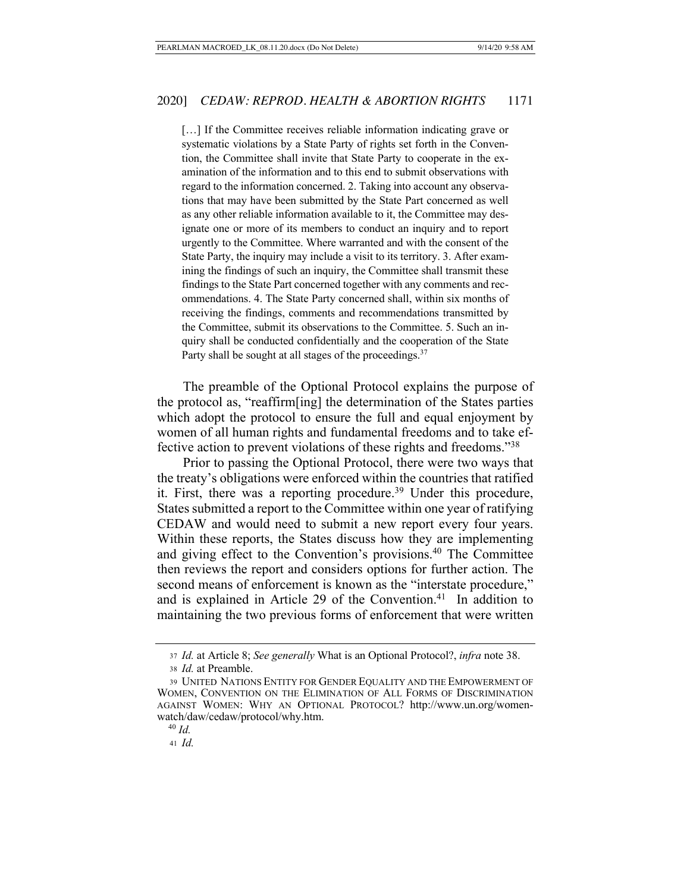> […] If the Committee receives reliable information indicating grave or systematic violations by a State Party of rights set forth in the Convention, the Committee shall invite that State Party to cooperate in the examination of the information and to this end to submit observations with regard to the information concerned. 2. Taking into account any observations that may have been submitted by the State Part concerned as well as any other reliable information available to it, the Committee may designate one or more of its members to conduct an inquiry and to report urgently to the Committee. Where warranted and with the consent of the State Party, the inquiry may include a visit to its territory. 3. After examining the findings of such an inquiry, the Committee shall transmit these findings to the State Part concerned together with any comments and recommendations. 4. The State Party concerned shall, within six months of receiving the findings, comments and recommendations transmitted by the Committee, submit its observations to the Committee. 5. Such an inquiry shall be conducted confidentially and the cooperation of the State Party shall be sought at all stages of the proceedings.[37]

The preamble of the Optional Protocol explains the purpose of the protocol as, "reaffirm[ing] the determination of the States parties which adopt the protocol to ensure the full and equal enjoyment by women of all human rights and fundamental freedoms and to take effective action to prevent violations of these rights and freedoms."[38]

Prior to passing the Optional Protocol, there were two ways that the treaty's obligations were enforced within the countries that ratified it. First, there was a reporting procedure.[39] Under this procedure, States submitted a report to the Committee within one year of ratifying CEDAW and would need to submit a new report every four years. Within these reports, the States discuss how they are implementing and giving effect to the Convention's provisions.[40] The Committee then reviews the report and considers options for further action. The second means of enforcement is known as the "interstate procedure," and is explained in Article 29 of the Convention.[41] In addition to maintaining the two previous forms of enforcement that were written

---

37 *Id.* at Article 8; *See generally* What is an Optional Protocol?, *infra* note 38.

38 *Id.* at Preamble.

39 UNITED NATIONS ENTITY FOR GENDER EQUALITY AND THE EMPOWERMENT OF WOMEN, CONVENTION ON THE ELIMINATION OF ALL FORMS OF DISCRIMINATION AGAINST WOMEN: WHY AN OPTIONAL PROTOCOL? http://www.un.org/womenwatch/daw/cedaw/protocol/why.htm.

40 *Id.*

41 *Id.*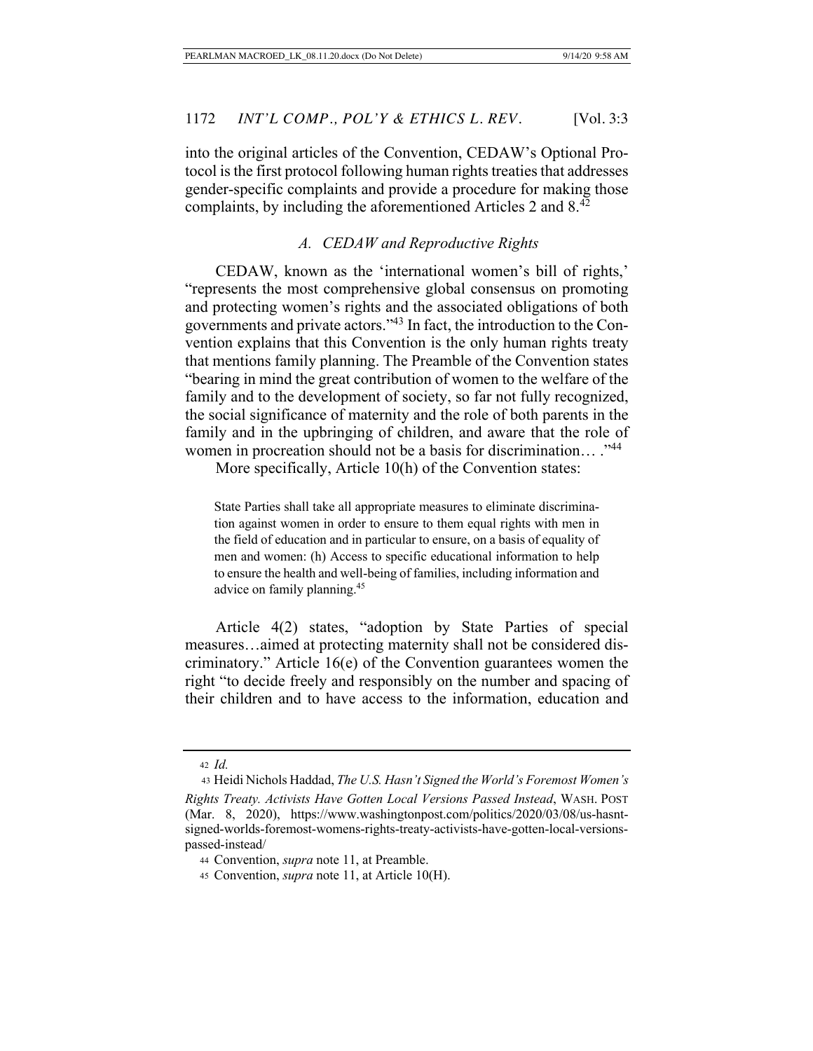into the original articles of the Convention, CEDAW's Optional Protocol is the first protocol following human rights treaties that addresses gender-specific complaints and provide a procedure for making those complaints, by including the aforementioned Articles 2 and 8.[42]

### *A. CEDAW and Reproductive Rights*

CEDAW, known as the 'international women's bill of rights,' "represents the most comprehensive global consensus on promoting and protecting women's rights and the associated obligations of both governments and private actors."[43] In fact, the introduction to the Convention explains that this Convention is the only human rights treaty that mentions family planning. The Preamble of the Convention states "bearing in mind the great contribution of women to the welfare of the family and to the development of society, so far not fully recognized, the social significance of maternity and the role of both parents in the family and in the upbringing of children, and aware that the role of women in procreation should not be a basis for discrimination… ."[44]

More specifically, Article 10(h) of the Convention states:

> State Parties shall take all appropriate measures to eliminate discrimination against women in order to ensure to them equal rights with men in the field of education and in particular to ensure, on a basis of equality of men and women: (h) Access to specific educational information to help to ensure the health and well-being of families, including information and advice on family planning.[45]

Article 4(2) states, "adoption by State Parties of special measures…aimed at protecting maternity shall not be considered discriminatory." Article 16(e) of the Convention guarantees women the right "to decide freely and responsibly on the number and spacing of their children and to have access to the information, education and

---

42 *Id.*

43 Heidi Nichols Haddad, *The U.S. Hasn't Signed the World's Foremost Women's Rights Treaty. Activists Have Gotten Local Versions Passed Instead*, WASH. POST (Mar. 8, 2020), https://www.washingtonpost.com/politics/2020/03/08/us-hasnt-signed-worlds-foremost-womens-rights-treaty-activists-have-gotten-local-versions-passed-instead/

44 Convention, *supra* note 11, at Preamble.

45 Convention, *supra* note 11, at Article 10(H).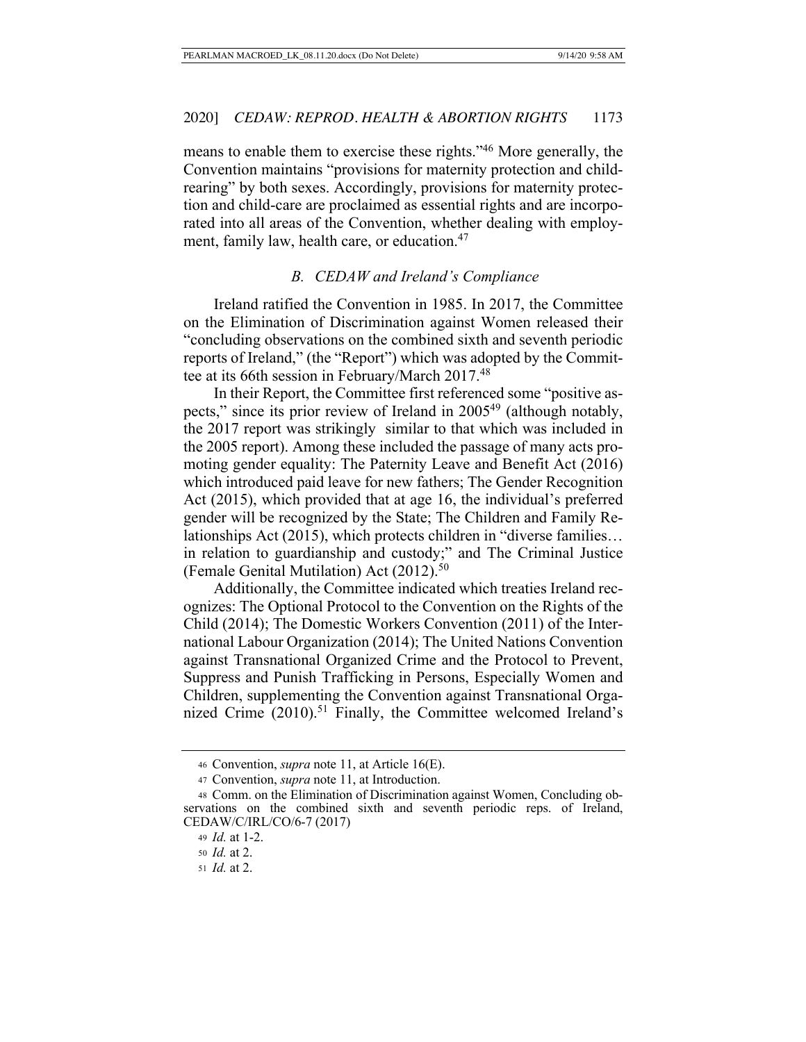means to enable them to exercise these rights."[46] More generally, the Convention maintains "provisions for maternity protection and child-rearing" by both sexes. Accordingly, provisions for maternity protection and child-care are proclaimed as essential rights and are incorporated into all areas of the Convention, whether dealing with employment, family law, health care, or education.[47]

### *B. CEDAW and Ireland's Compliance*

Ireland ratified the Convention in 1985. In 2017, the Committee on the Elimination of Discrimination against Women released their "concluding observations on the combined sixth and seventh periodic reports of Ireland," (the "Report") which was adopted by the Committee at its 66th session in February/March 2017.[48]

In their Report, the Committee first referenced some "positive aspects," since its prior review of Ireland in 2005[49] (although notably, the 2017 report was strikingly similar to that which was included in the 2005 report). Among these included the passage of many acts promoting gender equality: The Paternity Leave and Benefit Act (2016) which introduced paid leave for new fathers; The Gender Recognition Act (2015), which provided that at age 16, the individual's preferred gender will be recognized by the State; The Children and Family Relationships Act (2015), which protects children in "diverse families… in relation to guardianship and custody;" and The Criminal Justice (Female Genital Mutilation) Act (2012).[50]

Additionally, the Committee indicated which treaties Ireland recognizes: The Optional Protocol to the Convention on the Rights of the Child (2014); The Domestic Workers Convention (2011) of the International Labour Organization (2014); The United Nations Convention against Transnational Organized Crime and the Protocol to Prevent, Suppress and Punish Trafficking in Persons, Especially Women and Children, supplementing the Convention against Transnational Organized Crime (2010).[51] Finally, the Committee welcomed Ireland's

---

[46] Convention, *supra* note 11, at Article 16(E).

[47] Convention, *supra* note 11, at Introduction.

[48] Comm. on the Elimination of Discrimination against Women, Concluding observations on the combined sixth and seventh periodic reps. of Ireland, CEDAW/C/IRL/CO/6-7 (2017)

[49] *Id.* at 1-2.

[50] *Id.* at 2.

[51] *Id.* at 2.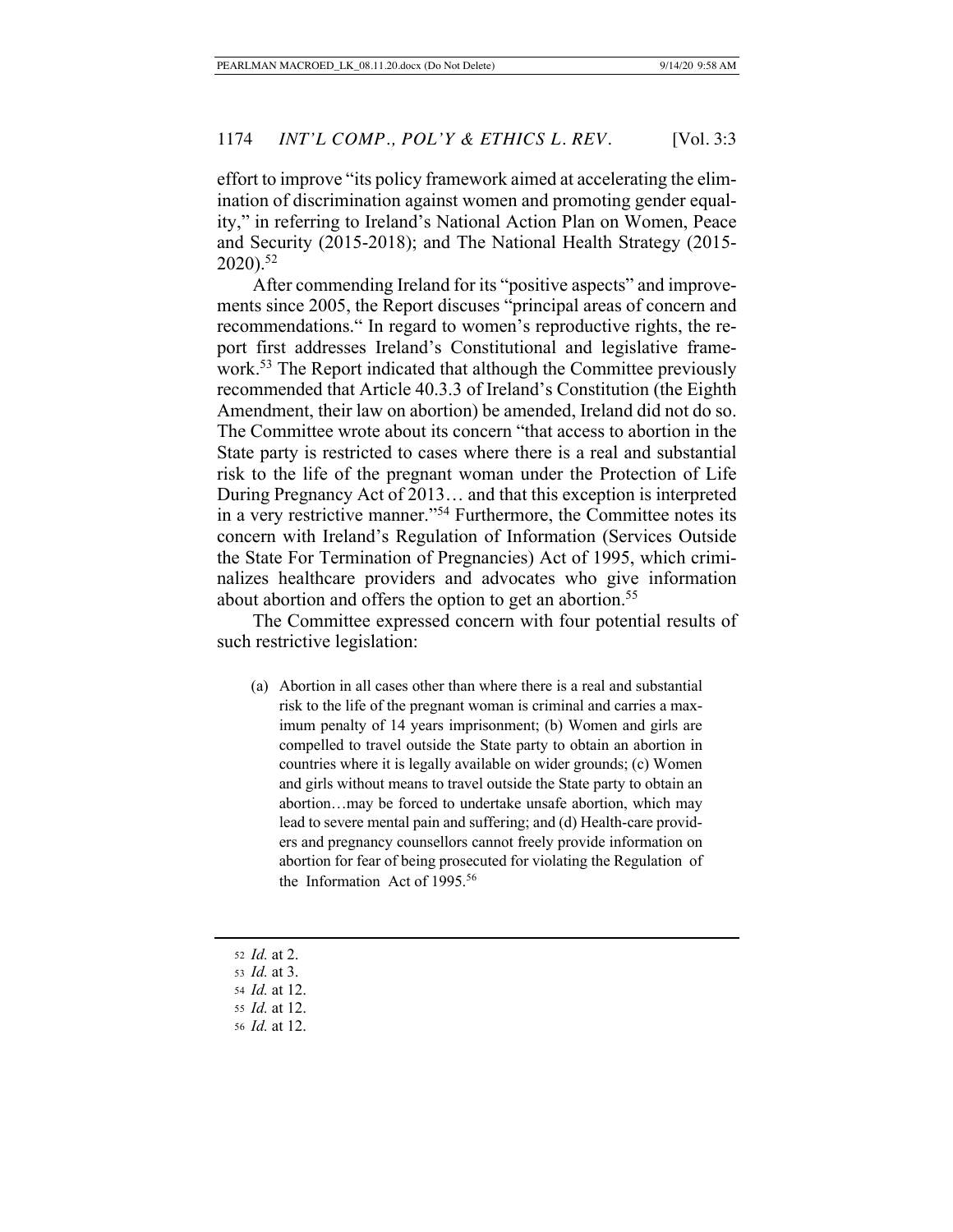effort to improve "its policy framework aimed at accelerating the elimination of discrimination against women and promoting gender equality," in referring to Ireland's National Action Plan on Women, Peace and Security (2015-2018); and The National Health Strategy (2015-2020).[52]

After commending Ireland for its "positive aspects" and improvements since 2005, the Report discuses "principal areas of concern and recommendations." In regard to women's reproductive rights, the report first addresses Ireland's Constitutional and legislative framework.[53] The Report indicated that although the Committee previously recommended that Article 40.3.3 of Ireland's Constitution (the Eighth Amendment, their law on abortion) be amended, Ireland did not do so. The Committee wrote about its concern "that access to abortion in the State party is restricted to cases where there is a real and substantial risk to the life of the pregnant woman under the Protection of Life During Pregnancy Act of 2013… and that this exception is interpreted in a very restrictive manner."[54] Furthermore, the Committee notes its concern with Ireland's Regulation of Information (Services Outside the State For Termination of Pregnancies) Act of 1995, which criminalizes healthcare providers and advocates who give information about abortion and offers the option to get an abortion.[55]

The Committee expressed concern with four potential results of such restrictive legislation:

> (a) Abortion in all cases other than where there is a real and substantial risk to the life of the pregnant woman is criminal and carries a maximum penalty of 14 years imprisonment; (b) Women and girls are compelled to travel outside the State party to obtain an abortion in countries where it is legally available on wider grounds; (c) Women and girls without means to travel outside the State party to obtain an abortion…may be forced to undertake unsafe abortion, which may lead to severe mental pain and suffering; and (d) Health-care providers and pregnancy counsellors cannot freely provide information on abortion for fear of being prosecuted for violating the Regulation of the Information Act of 1995.[56]

---

[52] *Id.* at 2.
[53] *Id.* at 3.
[54] *Id.* at 12.
[55] *Id.* at 12.
[56] *Id.* at 12.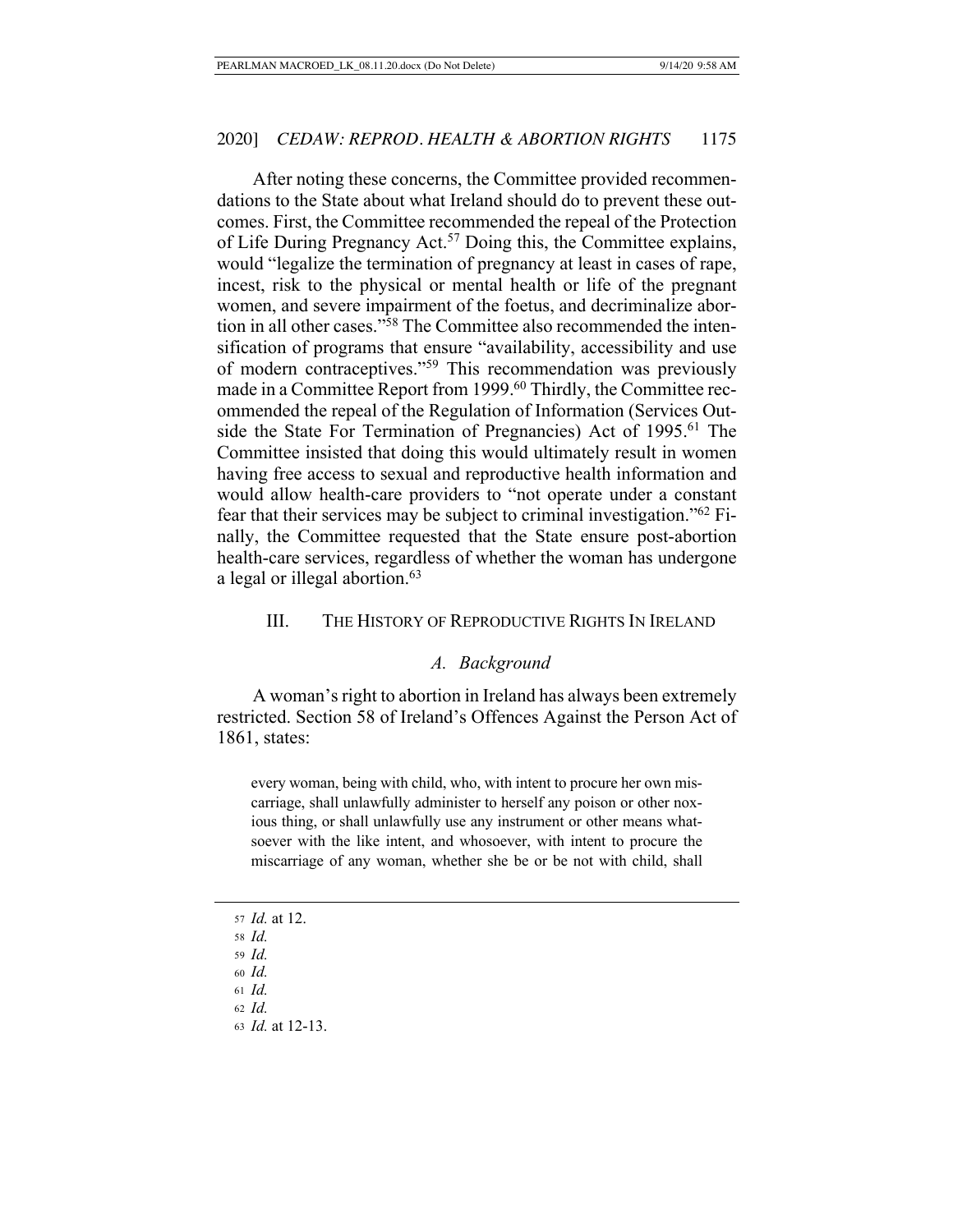After noting these concerns, the Committee provided recommendations to the State about what Ireland should do to prevent these outcomes. First, the Committee recommended the repeal of the Protection of Life During Pregnancy Act.[57] Doing this, the Committee explains, would "legalize the termination of pregnancy at least in cases of rape, incest, risk to the physical or mental health or life of the pregnant women, and severe impairment of the foetus, and decriminalize abortion in all other cases."[58] The Committee also recommended the intensification of programs that ensure "availability, accessibility and use of modern contraceptives."[59] This recommendation was previously made in a Committee Report from 1999.[60] Thirdly, the Committee recommended the repeal of the Regulation of Information (Services Outside the State For Termination of Pregnancies) Act of 1995.[61] The Committee insisted that doing this would ultimately result in women having free access to sexual and reproductive health information and would allow health-care providers to "not operate under a constant fear that their services may be subject to criminal investigation."[62] Finally, the Committee requested that the State ensure post-abortion health-care services, regardless of whether the woman has undergone a legal or illegal abortion.[63]

## III. THE HISTORY OF REPRODUCTIVE RIGHTS IN IRELAND

### *A. Background*

A woman's right to abortion in Ireland has always been extremely restricted. Section 58 of Ireland's Offences Against the Person Act of 1861, states:

> every woman, being with child, who, with intent to procure her own miscarriage, shall unlawfully administer to herself any poison or other noxious thing, or shall unlawfully use any instrument or other means whatsoever with the like intent, and whosoever, with intent to procure the miscarriage of any woman, whether she be or be not with child, shall

---

57 *Id.* at 12.
58 *Id.*
59 *Id.*
60 *Id.*
61 *Id.*
62 *Id.*
63 *Id.* at 12-13.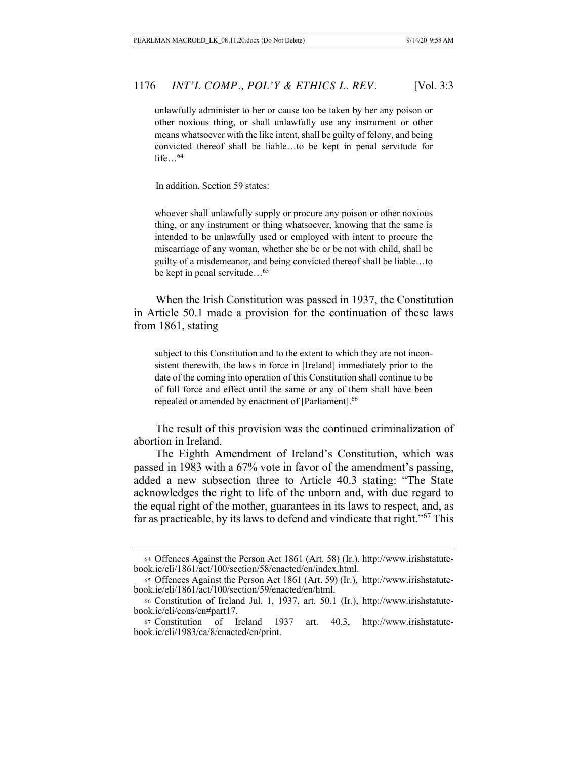> unlawfully administer to her or cause too be taken by her any poison or other noxious thing, or shall unlawfully use any instrument or other means whatsoever with the like intent, shall be guilty of felony, and being convicted thereof shall be liable…to be kept in penal servitude for life…[64]

In addition, Section 59 states:

> whoever shall unlawfully supply or procure any poison or other noxious thing, or any instrument or thing whatsoever, knowing that the same is intended to be unlawfully used or employed with intent to procure the miscarriage of any woman, whether she be or be not with child, shall be guilty of a misdemeanor, and being convicted thereof shall be liable…to be kept in penal servitude…[65]

When the Irish Constitution was passed in 1937, the Constitution in Article 50.1 made a provision for the continuation of these laws from 1861, stating

> subject to this Constitution and to the extent to which they are not inconsistent therewith, the laws in force in [Ireland] immediately prior to the date of the coming into operation of this Constitution shall continue to be of full force and effect until the same or any of them shall have been repealed or amended by enactment of [Parliament].[66]

The result of this provision was the continued criminalization of abortion in Ireland.

The Eighth Amendment of Ireland's Constitution, which was passed in 1983 with a 67% vote in favor of the amendment's passing, added a new subsection three to Article 40.3 stating: "The State acknowledges the right to life of the unborn and, with due regard to the equal right of the mother, guarantees in its laws to respect, and, as far as practicable, by its laws to defend and vindicate that right."[67] This

---

[64] Offences Against the Person Act 1861 (Art. 58) (Ir.), http://www.irishstatutebook.ie/eli/1861/act/100/section/58/enacted/en/index.html.

[65] Offences Against the Person Act 1861 (Art. 59) (Ir.), http://www.irishstatutebook.ie/eli/1861/act/100/section/59/enacted/en/html.

[66] Constitution of Ireland Jul. 1, 1937, art. 50.1 (Ir.), http://www.irishstatutebook.ie/eli/cons/en#part17.

[67] Constitution of Ireland 1937 art. 40.3, http://www.irishstatutebook.ie/eli/1983/ca/8/enacted/en/print.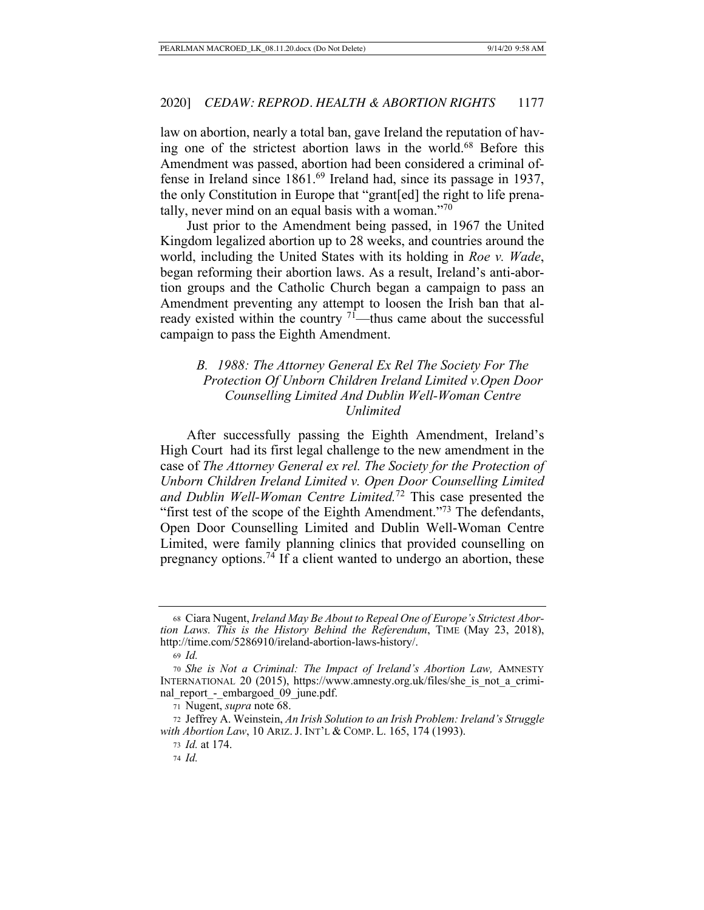law on abortion, nearly a total ban, gave Ireland the reputation of having one of the strictest abortion laws in the world.[68] Before this Amendment was passed, abortion had been considered a criminal offense in Ireland since 1861.[69] Ireland had, since its passage in 1937, the only Constitution in Europe that "grant[ed] the right to life prenatally, never mind on an equal basis with a woman."[70]

Just prior to the Amendment being passed, in 1967 the United Kingdom legalized abortion up to 28 weeks, and countries around the world, including the United States with its holding in *Roe v. Wade*, began reforming their abortion laws. As a result, Ireland's anti-abortion groups and the Catholic Church began a campaign to pass an Amendment preventing any attempt to loosen the Irish ban that already existed within the country [71]—thus came about the successful campaign to pass the Eighth Amendment.

### *B. 1988: The Attorney General Ex Rel The Society For The Protection Of Unborn Children Ireland Limited v.Open Door Counselling Limited And Dublin Well-Woman Centre Unlimited*

After successfully passing the Eighth Amendment, Ireland's High Court had its first legal challenge to the new amendment in the case of *The Attorney General ex rel. The Society for the Protection of Unborn Children Ireland Limited v. Open Door Counselling Limited and Dublin Well-Woman Centre Limited.*[72] This case presented the "first test of the scope of the Eighth Amendment."[73] The defendants, Open Door Counselling Limited and Dublin Well-Woman Centre Limited, were family planning clinics that provided counselling on pregnancy options.[74] If a client wanted to undergo an abortion, these

---

68 Ciara Nugent, *Ireland May Be About to Repeal One of Europe's Strictest Abortion Laws. This is the History Behind the Referendum*, TIME (May 23, 2018), http://time.com/5286910/ireland-abortion-laws-history/.

69 *Id.*

70 *She is Not a Criminal: The Impact of Ireland's Abortion Law,* AMNESTY INTERNATIONAL 20 (2015), https://www.amnesty.org.uk/files/she_is_not_a_criminal_report_-_embargoed_09_june.pdf.

71 Nugent, *supra* note 68.

72 Jeffrey A. Weinstein, *An Irish Solution to an Irish Problem: Ireland's Struggle with Abortion Law*, 10 ARIZ. J. INT'L & COMP. L. 165, 174 (1993).

73 *Id.* at 174.

74 *Id.*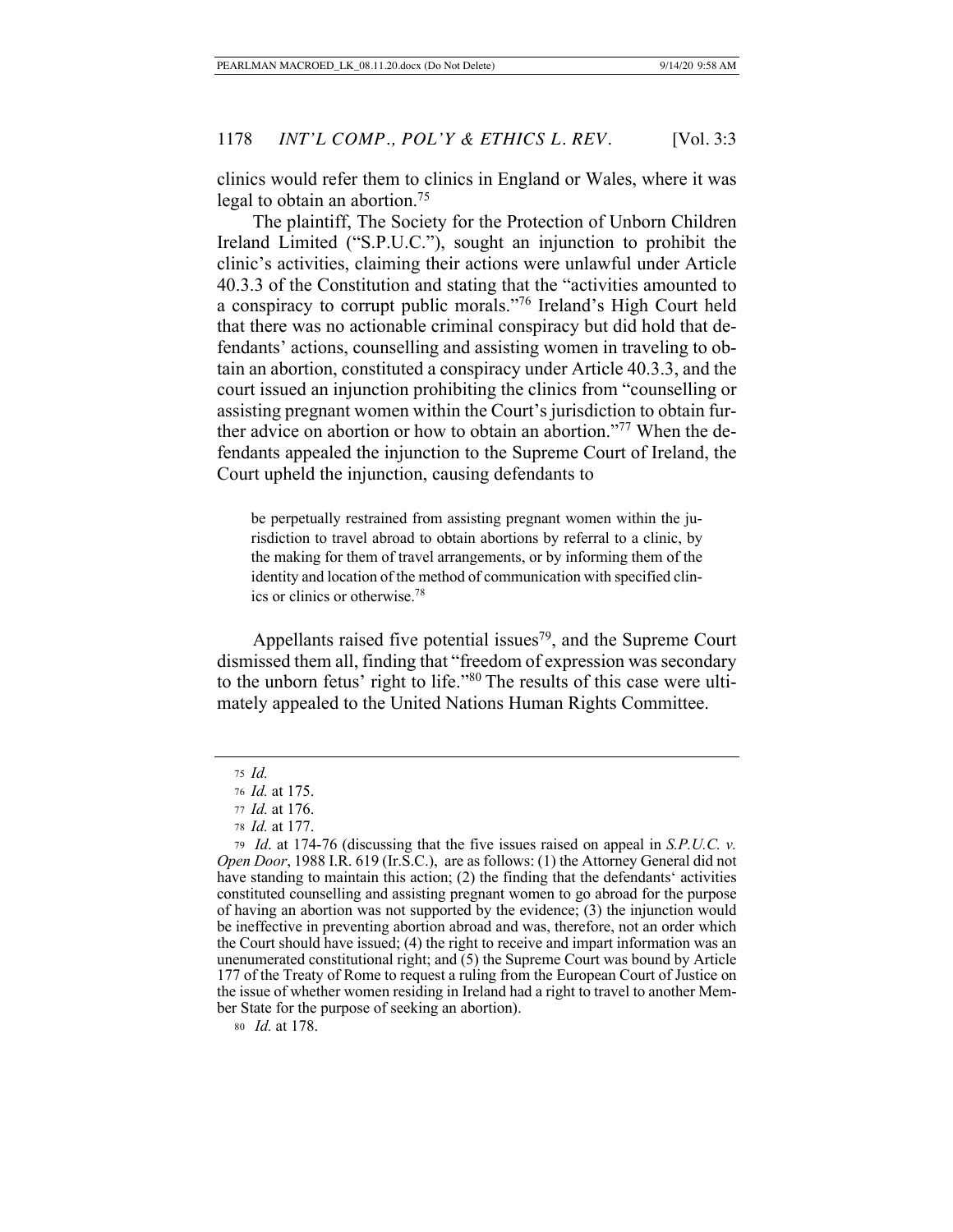clinics would refer them to clinics in England or Wales, where it was legal to obtain an abortion.[75]

The plaintiff, The Society for the Protection of Unborn Children Ireland Limited ("S.P.U.C."), sought an injunction to prohibit the clinic's activities, claiming their actions were unlawful under Article 40.3.3 of the Constitution and stating that the "activities amounted to a conspiracy to corrupt public morals."[76] Ireland's High Court held that there was no actionable criminal conspiracy but did hold that defendants' actions, counselling and assisting women in traveling to obtain an abortion, constituted a conspiracy under Article 40.3.3, and the court issued an injunction prohibiting the clinics from "counselling or assisting pregnant women within the Court's jurisdiction to obtain further advice on abortion or how to obtain an abortion."[77] When the defendants appealed the injunction to the Supreme Court of Ireland, the Court upheld the injunction, causing defendants to

> be perpetually restrained from assisting pregnant women within the jurisdiction to travel abroad to obtain abortions by referral to a clinic, by the making for them of travel arrangements, or by informing them of the identity and location of the method of communication with specified clinics or clinics or otherwise.[78]

Appellants raised five potential issues[79], and the Supreme Court dismissed them all, finding that "freedom of expression was secondary to the unborn fetus' right to life."[80] The results of this case were ultimately appealed to the United Nations Human Rights Committee.

---

[75] *Id.*

[76] *Id.* at 175.

[77] *Id.* at 176.

[78] *Id.* at 177.

[79] *Id*. at 174-76 (discussing that the five issues raised on appeal in *S.P.U.C. v. Open Door*, 1988 I.R. 619 (Ir.S.C.), are as follows: (1) the Attorney General did not have standing to maintain this action; (2) the finding that the defendants' activities constituted counselling and assisting pregnant women to go abroad for the purpose of having an abortion was not supported by the evidence; (3) the injunction would be ineffective in preventing abortion abroad and was, therefore, not an order which the Court should have issued; (4) the right to receive and impart information was an unenumerated constitutional right; and (5) the Supreme Court was bound by Article 177 of the Treaty of Rome to request a ruling from the European Court of Justice on the issue of whether women residing in Ireland had a right to travel to another Member State for the purpose of seeking an abortion).

[80] *Id.* at 178.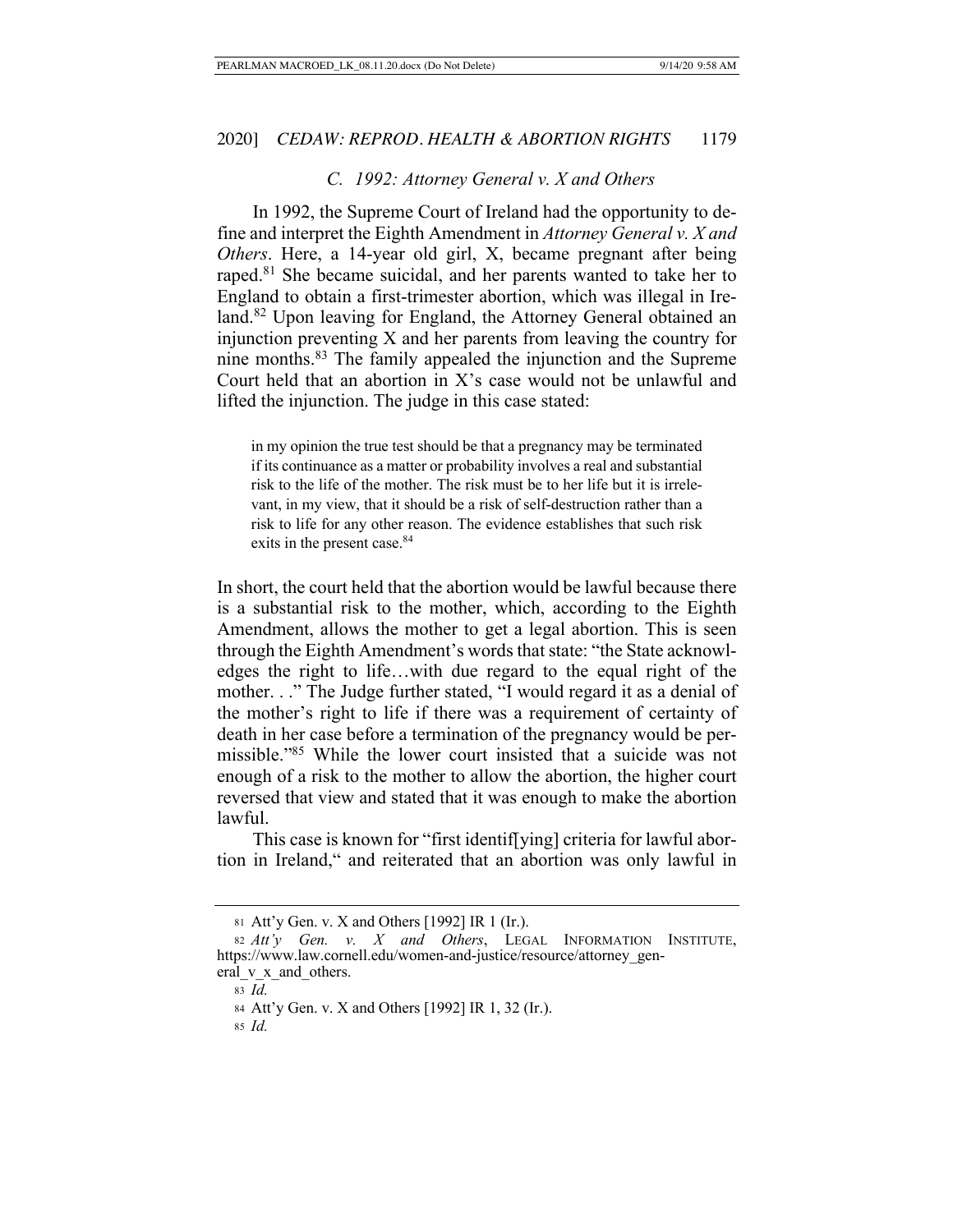### C. 1992: Attorney General v. X and Others

In 1992, the Supreme Court of Ireland had the opportunity to define and interpret the Eighth Amendment in *Attorney General v. X and Others*. Here, a 14-year old girl, X, became pregnant after being raped.[81] She became suicidal, and her parents wanted to take her to England to obtain a first-trimester abortion, which was illegal in Ireland.[82] Upon leaving for England, the Attorney General obtained an injunction preventing X and her parents from leaving the country for nine months.[83] The family appealed the injunction and the Supreme Court held that an abortion in X's case would not be unlawful and lifted the injunction. The judge in this case stated:

> in my opinion the true test should be that a pregnancy may be terminated if its continuance as a matter or probability involves a real and substantial risk to the life of the mother. The risk must be to her life but it is irrelevant, in my view, that it should be a risk of self-destruction rather than a risk to life for any other reason. The evidence establishes that such risk exits in the present case.[84]

In short, the court held that the abortion would be lawful because there is a substantial risk to the mother, which, according to the Eighth Amendment, allows the mother to get a legal abortion. This is seen through the Eighth Amendment's words that state: "the State acknowledges the right to life…with due regard to the equal right of the mother. . ." The Judge further stated, "I would regard it as a denial of the mother's right to life if there was a requirement of certainty of death in her case before a termination of the pregnancy would be permissible."[85] While the lower court insisted that a suicide was not enough of a risk to the mother to allow the abortion, the higher court reversed that view and stated that it was enough to make the abortion lawful.

This case is known for "first identif[ying] criteria for lawful abortion in Ireland," and reiterated that an abortion was only lawful in

---

81 Att'y Gen. v. X and Others [1992] IR 1 (Ir.).

82 *Att'y Gen. v. X and Others*, LEGAL INFORMATION INSTITUTE, https://www.law.cornell.edu/women-and-justice/resource/attorney_general_v_x_and_others.

83 *Id.*

84 Att'y Gen. v. X and Others [1992] IR 1, 32 (Ir.).

85 *Id.*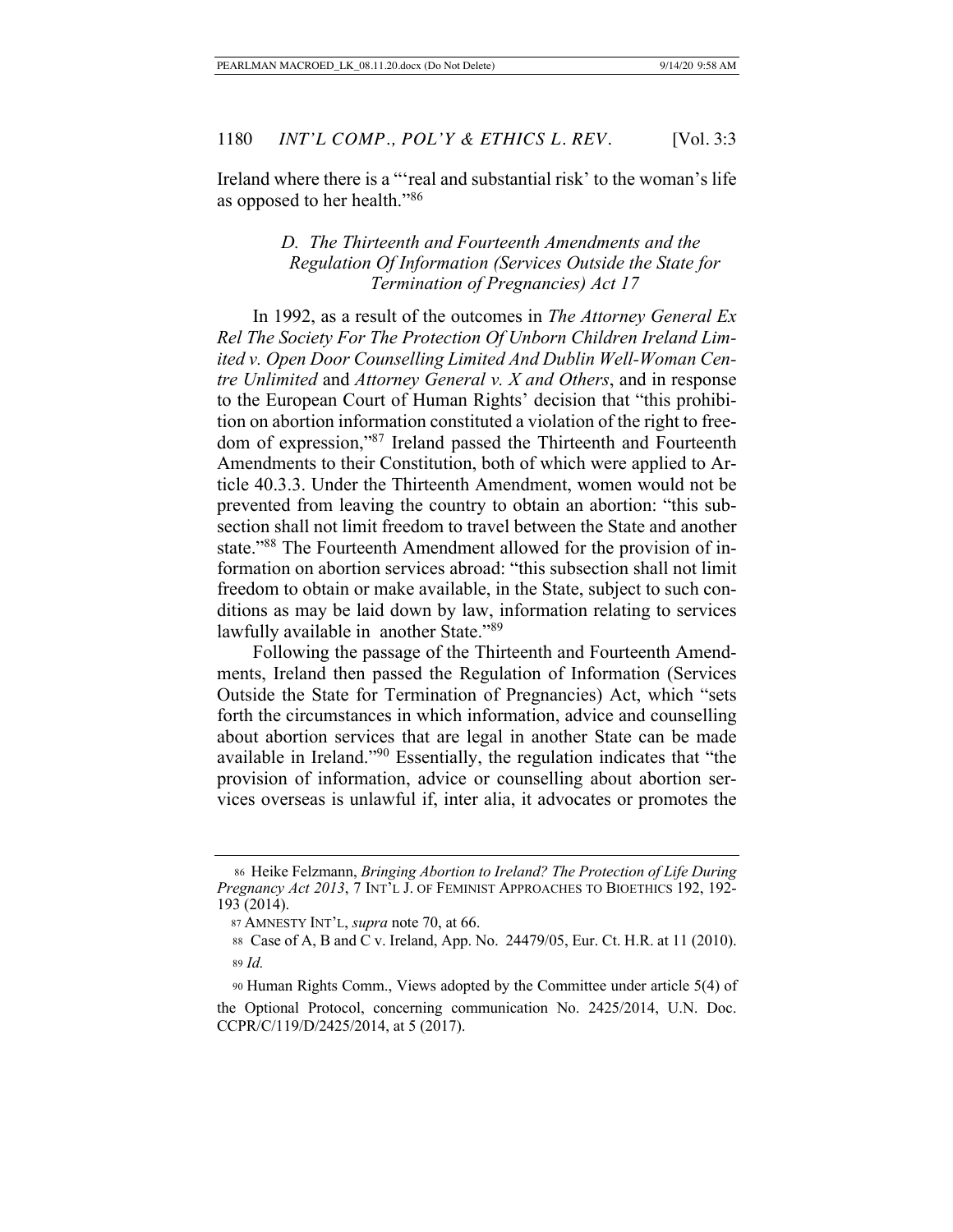Ireland where there is a "'real and substantial risk' to the woman's life as opposed to her health."[86]

### *D. The Thirteenth and Fourteenth Amendments and the Regulation Of Information (Services Outside the State for Termination of Pregnancies) Act 17*

In 1992, as a result of the outcomes in *The Attorney General Ex Rel The Society For The Protection Of Unborn Children Ireland Limited v. Open Door Counselling Limited And Dublin Well-Woman Centre Unlimited* and *Attorney General v. X and Others*, and in response to the European Court of Human Rights' decision that "this prohibition on abortion information constituted a violation of the right to freedom of expression,"[87] Ireland passed the Thirteenth and Fourteenth Amendments to their Constitution, both of which were applied to Article 40.3.3. Under the Thirteenth Amendment, women would not be prevented from leaving the country to obtain an abortion: "this subsection shall not limit freedom to travel between the State and another state."[88] The Fourteenth Amendment allowed for the provision of information on abortion services abroad: "this subsection shall not limit freedom to obtain or make available, in the State, subject to such conditions as may be laid down by law, information relating to services lawfully available in another State."[89]

Following the passage of the Thirteenth and Fourteenth Amendments, Ireland then passed the Regulation of Information (Services Outside the State for Termination of Pregnancies) Act, which "sets forth the circumstances in which information, advice and counselling about abortion services that are legal in another State can be made available in Ireland."[90] Essentially, the regulation indicates that "the provision of information, advice or counselling about abortion services overseas is unlawful if, inter alia, it advocates or promotes the

---

86 Heike Felzmann, *Bringing Abortion to Ireland? The Protection of Life During Pregnancy Act 2013*, 7 INT'L J. OF FEMINIST APPROACHES TO BIOETHICS 192, 192-193 (2014).

87 AMNESTY INT'L, *supra* note 70, at 66.

88 Case of A, B and C v. Ireland, App. No. 24479/05, Eur. Ct. H.R. at 11 (2010).

89 *Id.*

90 Human Rights Comm., Views adopted by the Committee under article 5(4) of the Optional Protocol, concerning communication No. 2425/2014, U.N. Doc. CCPR/C/119/D/2425/2014, at 5 (2017).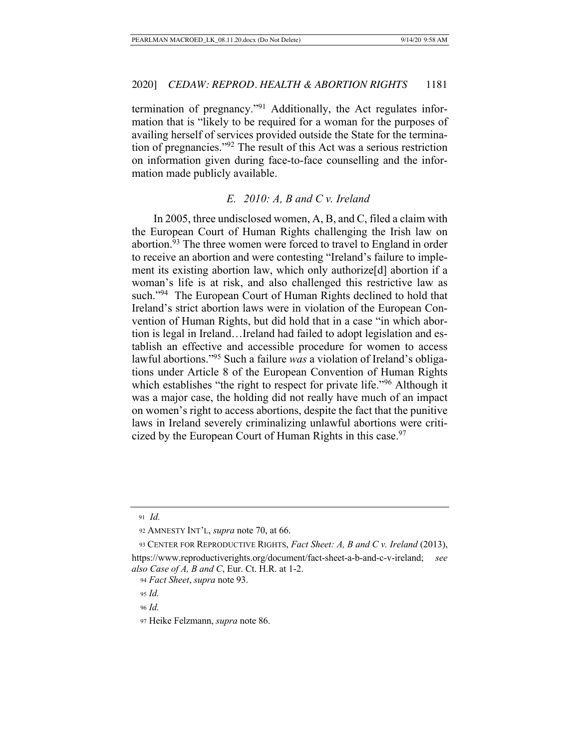termination of pregnancy."[91] Additionally, the Act regulates information that is "likely to be required for a woman for the purposes of availing herself of services provided outside the State for the termination of pregnancies."[92] The result of this Act was a serious restriction on information given during face-to-face counselling and the information made publicly available.

### *E. 2010: A, B and C v. Ireland*

In 2005, three undisclosed women, A, B, and C, filed a claim with the European Court of Human Rights challenging the Irish law on abortion.[93] The three women were forced to travel to England in order to receive an abortion and were contesting "Ireland's failure to implement its existing abortion law, which only authorize[d] abortion if a woman's life is at risk, and also challenged this restrictive law as such."[94] The European Court of Human Rights declined to hold that Ireland's strict abortion laws were in violation of the European Convention of Human Rights, but did hold that in a case "in which abortion is legal in Ireland…Ireland had failed to adopt legislation and establish an effective and accessible procedure for women to access lawful abortions."[95] Such a failure *was* a violation of Ireland's obligations under Article 8 of the European Convention of Human Rights which establishes "the right to respect for private life."[96] Although it was a major case, the holding did not really have much of an impact on women's right to access abortions, despite the fact that the punitive laws in Ireland severely criminalizing unlawful abortions were criticized by the European Court of Human Rights in this case.[97]

---

[91] *Id.*

[92] AMNESTY INT'L, *supra* note 70, at 66.

[93] CENTER FOR REPRODUCTIVE RIGHTS, *Fact Sheet: A, B and C v. Ireland* (2013), https://www.reproductiverights.org/document/fact-sheet-a-b-and-c-v-ireland; *see also Case of A, B and C*, Eur. Ct. H.R. at 1-2.

[94] *Fact Sheet*, *supra* note 93.

[95] *Id.*

[96] *Id.*

[97] Heike Felzmann, *supra* note 86.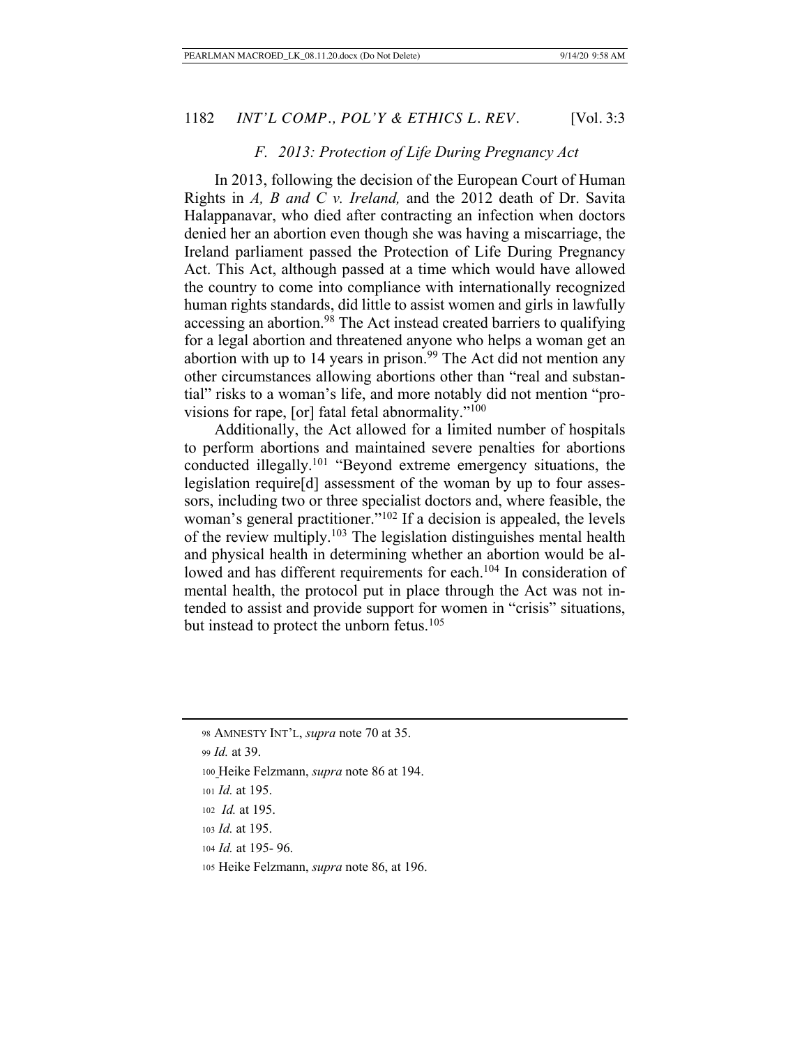### *F. 2013: Protection of Life During Pregnancy Act*

In 2013, following the decision of the European Court of Human Rights in *A, B and C v. Ireland,* and the 2012 death of Dr. Savita Halappanavar, who died after contracting an infection when doctors denied her an abortion even though she was having a miscarriage, the Ireland parliament passed the Protection of Life During Pregnancy Act. This Act, although passed at a time which would have allowed the country to come into compliance with internationally recognized human rights standards, did little to assist women and girls in lawfully accessing an abortion.[98] The Act instead created barriers to qualifying for a legal abortion and threatened anyone who helps a woman get an abortion with up to 14 years in prison.[99] The Act did not mention any other circumstances allowing abortions other than "real and substantial" risks to a woman's life, and more notably did not mention "provisions for rape, [or] fatal fetal abnormality."[100]

Additionally, the Act allowed for a limited number of hospitals to perform abortions and maintained severe penalties for abortions conducted illegally.[101] "Beyond extreme emergency situations, the legislation require[d] assessment of the woman by up to four assessors, including two or three specialist doctors and, where feasible, the woman's general practitioner."[102] If a decision is appealed, the levels of the review multiply.[103] The legislation distinguishes mental health and physical health in determining whether an abortion would be allowed and has different requirements for each.[104] In consideration of mental health, the protocol put in place through the Act was not intended to assist and provide support for women in "crisis" situations, but instead to protect the unborn fetus.[105]

---

98 AMNESTY INT'L, *supra* note 70 at 35.

99 *Id.* at 39.

100 Heike Felzmann, *supra* note 86 at 194.

101 *Id.* at 195.

102 *Id.* at 195.

103 *Id.* at 195.

104 *Id.* at 195- 96.

105 Heike Felzmann, *supra* note 86, at 196.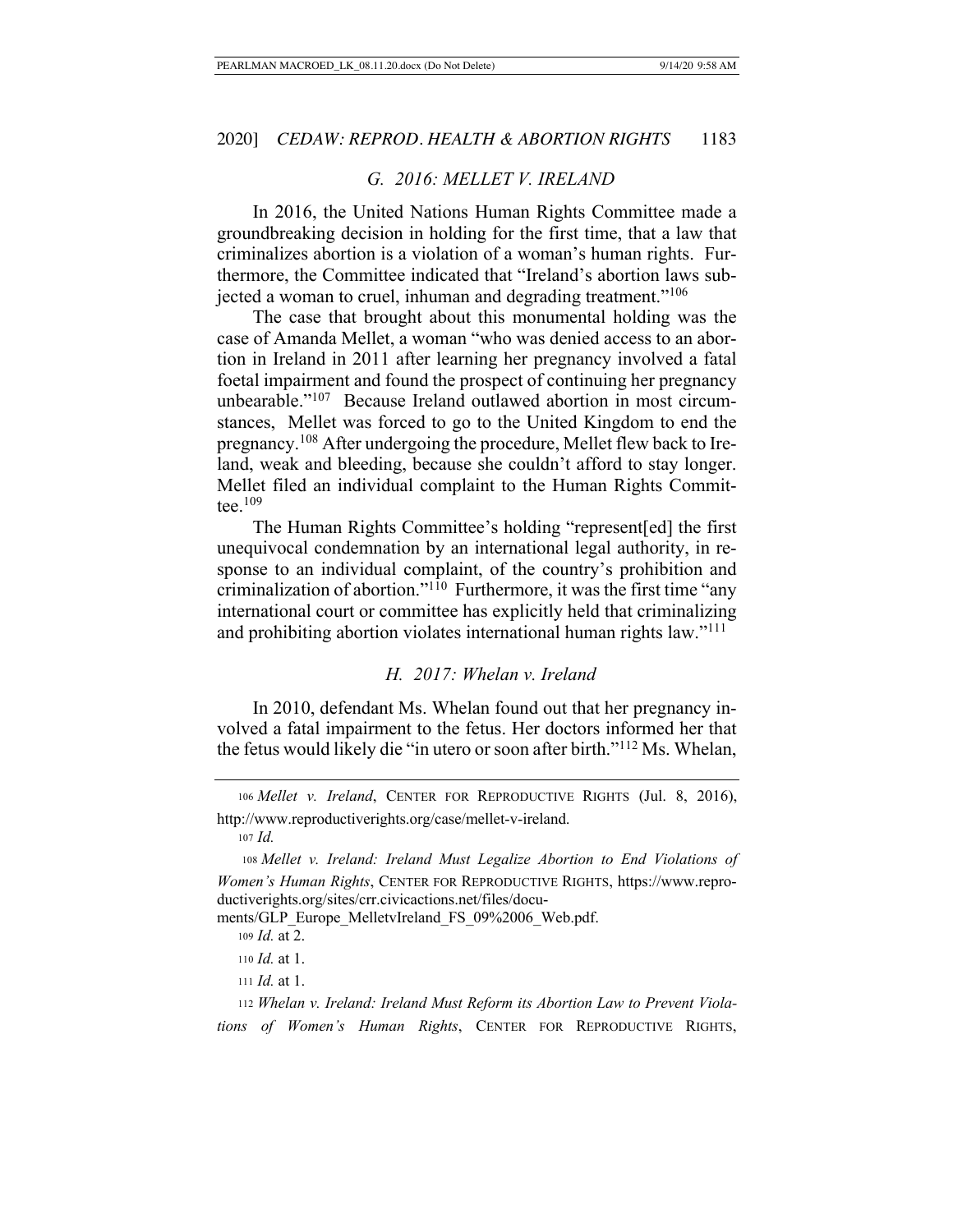### *G. 2016: MELLET V. IRELAND*

In 2016, the United Nations Human Rights Committee made a groundbreaking decision in holding for the first time, that a law that criminalizes abortion is a violation of a woman's human rights. Furthermore, the Committee indicated that "Ireland's abortion laws subjected a woman to cruel, inhuman and degrading treatment."[106]

The case that brought about this monumental holding was the case of Amanda Mellet, a woman "who was denied access to an abortion in Ireland in 2011 after learning her pregnancy involved a fatal foetal impairment and found the prospect of continuing her pregnancy unbearable."[107] Because Ireland outlawed abortion in most circumstances, Mellet was forced to go to the United Kingdom to end the pregnancy.[108] After undergoing the procedure, Mellet flew back to Ireland, weak and bleeding, because she couldn't afford to stay longer. Mellet filed an individual complaint to the Human Rights Committee.[109]

The Human Rights Committee's holding "represent[ed] the first unequivocal condemnation by an international legal authority, in response to an individual complaint, of the country's prohibition and criminalization of abortion."[110] Furthermore, it was the first time "any international court or committee has explicitly held that criminalizing and prohibiting abortion violates international human rights law."[111]

### *H. 2017: Whelan v. Ireland*

In 2010, defendant Ms. Whelan found out that her pregnancy involved a fatal impairment to the fetus. Her doctors informed her that the fetus would likely die "in utero or soon after birth."[112] Ms. Whelan,

---

106 *Mellet v. Ireland*, CENTER FOR REPRODUCTIVE RIGHTS (Jul. 8, 2016), http://www.reproductiverights.org/case/mellet-v-ireland.

107 *Id.*

108 *Mellet v. Ireland: Ireland Must Legalize Abortion to End Violations of Women's Human Rights*, CENTER FOR REPRODUCTIVE RIGHTS, https://www.reproductiverights.org/sites/crr.civicactions.net/files/documents/GLP_Europe_MelletvIreland_FS_09%2006_Web.pdf.

109 *Id.* at 2.

110 *Id.* at 1.

111 *Id.* at 1.

112 *Whelan v. Ireland: Ireland Must Reform its Abortion Law to Prevent Violations of Women's Human Rights*, CENTER FOR REPRODUCTIVE RIGHTS,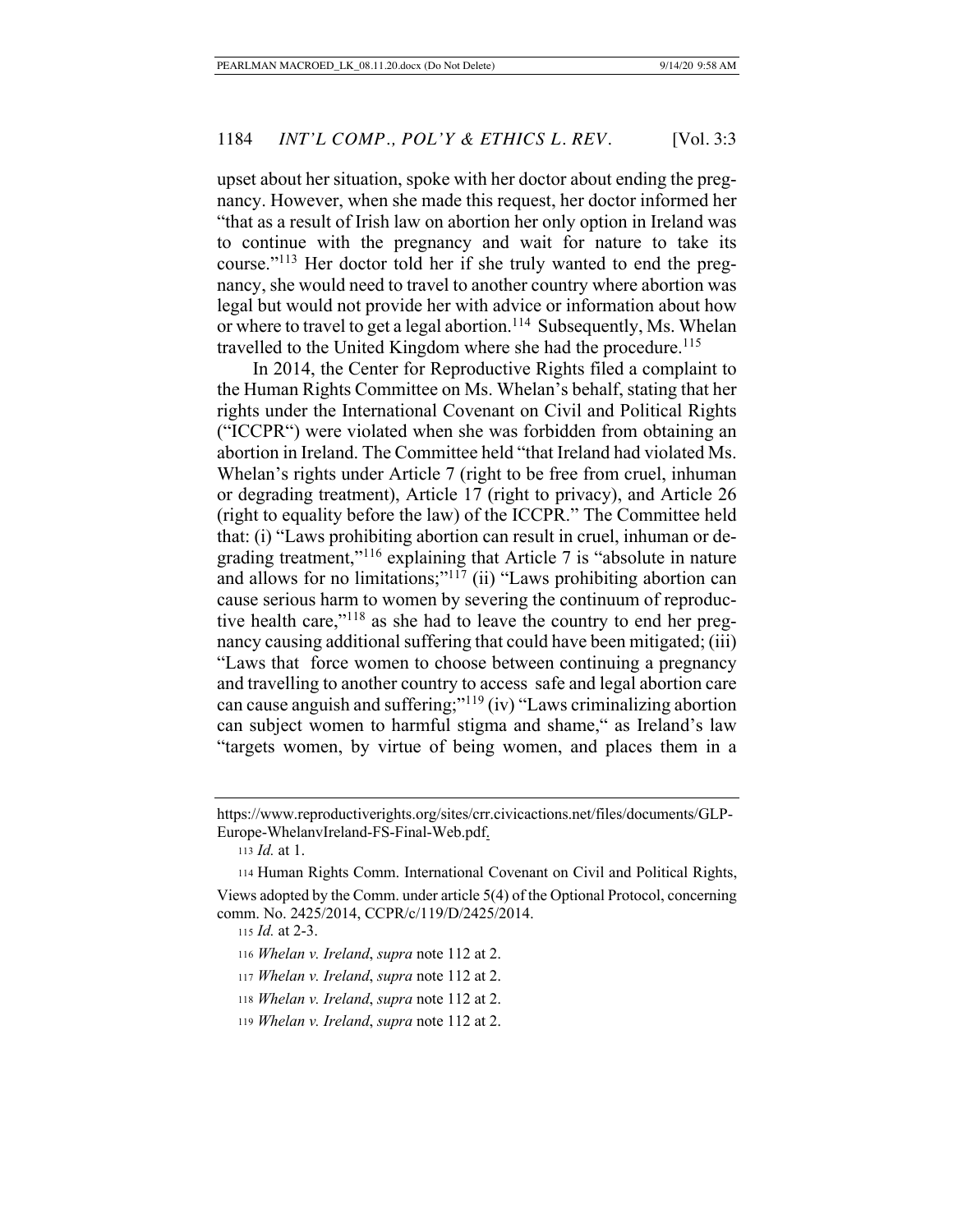upset about her situation, spoke with her doctor about ending the pregnancy. However, when she made this request, her doctor informed her "that as a result of Irish law on abortion her only option in Ireland was to continue with the pregnancy and wait for nature to take its course."[113] Her doctor told her if she truly wanted to end the pregnancy, she would need to travel to another country where abortion was legal but would not provide her with advice or information about how or where to travel to get a legal abortion.[114] Subsequently, Ms. Whelan travelled to the United Kingdom where she had the procedure.[115]

In 2014, the Center for Reproductive Rights filed a complaint to the Human Rights Committee on Ms. Whelan's behalf, stating that her rights under the International Covenant on Civil and Political Rights ("ICCPR") were violated when she was forbidden from obtaining an abortion in Ireland. The Committee held "that Ireland had violated Ms. Whelan's rights under Article 7 (right to be free from cruel, inhuman or degrading treatment), Article 17 (right to privacy), and Article 26 (right to equality before the law) of the ICCPR." The Committee held that: (i) "Laws prohibiting abortion can result in cruel, inhuman or degrading treatment,"[116] explaining that Article 7 is "absolute in nature and allows for no limitations;"[117] (ii) "Laws prohibiting abortion can cause serious harm to women by severing the continuum of reproductive health care,"[118] as she had to leave the country to end her pregnancy causing additional suffering that could have been mitigated; (iii) "Laws that force women to choose between continuing a pregnancy and travelling to another country to access safe and legal abortion care can cause anguish and suffering;"[119] (iv) "Laws criminalizing abortion can subject women to harmful stigma and shame," as Ireland's law "targets women, by virtue of being women, and places them in a

---

https://www.reproductiverights.org/sites/crr.civicactions.net/files/documents/GLP-Europe-WhelanvIreland-FS-Final-Web.pdf.

[113] *Id.* at 1.

[114] Human Rights Comm. International Covenant on Civil and Political Rights, Views adopted by the Comm. under article 5(4) of the Optional Protocol, concerning comm. No. 2425/2014, CCPR/c/119/D/2425/2014.

[115] *Id.* at 2-3.

[116] *Whelan v. Ireland*, *supra* note 112 at 2.

[117] *Whelan v. Ireland*, *supra* note 112 at 2.

[118] *Whelan v. Ireland*, *supra* note 112 at 2.

[119] *Whelan v. Ireland*, *supra* note 112 at 2.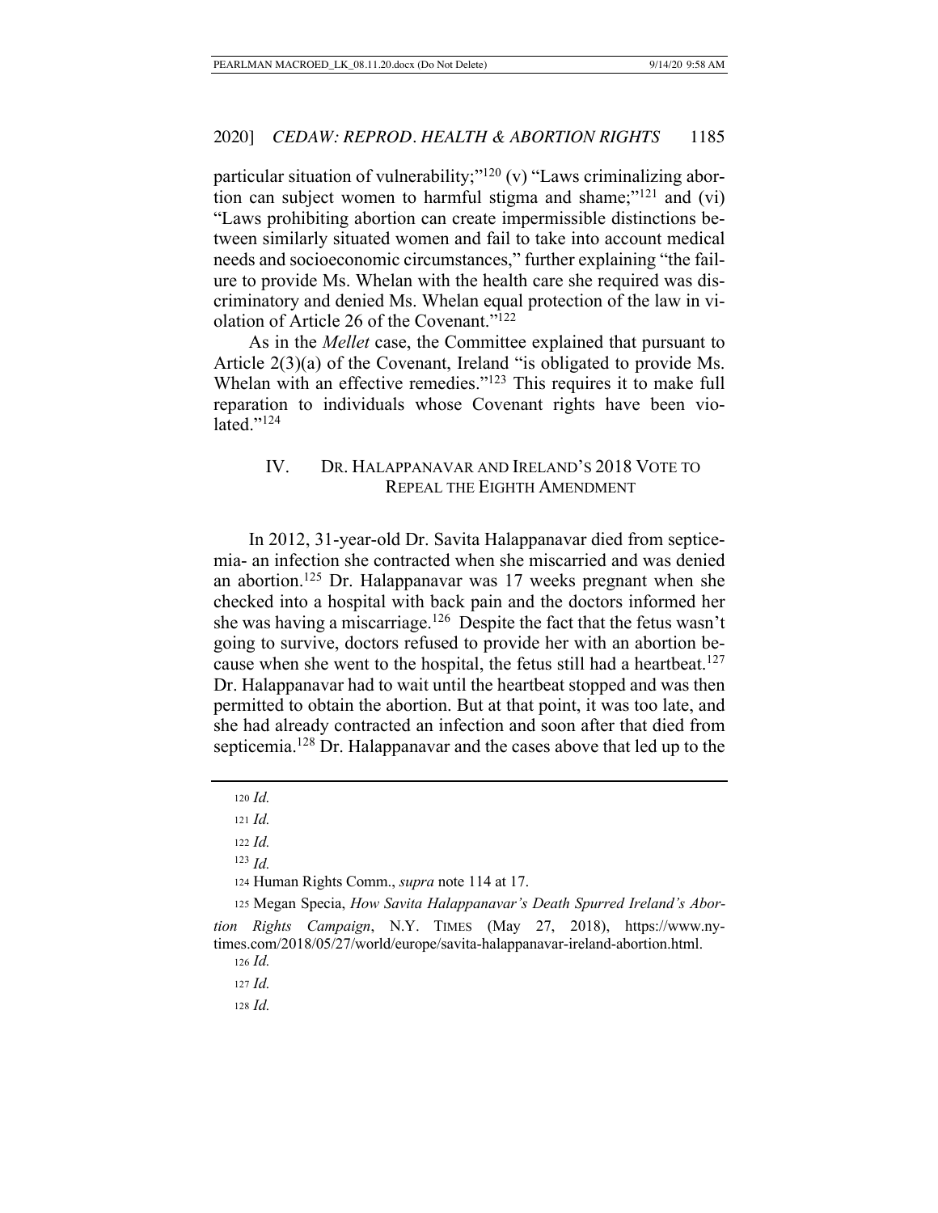particular situation of vulnerability;"[120] (v) "Laws criminalizing abortion can subject women to harmful stigma and shame;"[121] and (vi) "Laws prohibiting abortion can create impermissible distinctions between similarly situated women and fail to take into account medical needs and socioeconomic circumstances," further explaining "the failure to provide Ms. Whelan with the health care she required was discriminatory and denied Ms. Whelan equal protection of the law in violation of Article 26 of the Covenant."[122]

As in the *Mellet* case, the Committee explained that pursuant to Article 2(3)(a) of the Covenant, Ireland "is obligated to provide Ms. Whelan with an effective remedies."[123] This requires it to make full reparation to individuals whose Covenant rights have been violated."[124]

## IV. DR. HALAPPANAVAR AND IRELAND'S 2018 VOTE TO REPEAL THE EIGHTH AMENDMENT

In 2012, 31-year-old Dr. Savita Halappanavar died from septicemia- an infection she contracted when she miscarried and was denied an abortion.[125] Dr. Halappanavar was 17 weeks pregnant when she checked into a hospital with back pain and the doctors informed her she was having a miscarriage.[126] Despite the fact that the fetus wasn't going to survive, doctors refused to provide her with an abortion because when she went to the hospital, the fetus still had a heartbeat.[127] Dr. Halappanavar had to wait until the heartbeat stopped and was then permitted to obtain the abortion. But at that point, it was too late, and she had already contracted an infection and soon after that died from septicemia.[128] Dr. Halappanavar and the cases above that led up to the

---

[120] *Id.*

[121] *Id.*

[122] *Id.*

[123] *Id.*

[124] Human Rights Comm., *supra* note 114 at 17.

[125] Megan Specia, *How Savita Halappanavar's Death Spurred Ireland's Abortion Rights Campaign*, N.Y. TIMES (May 27, 2018), https://www.nytimes.com/2018/05/27/world/europe/savita-halappanavar-ireland-abortion.html.

[126] *Id.*

[127] *Id.*

[128] *Id.*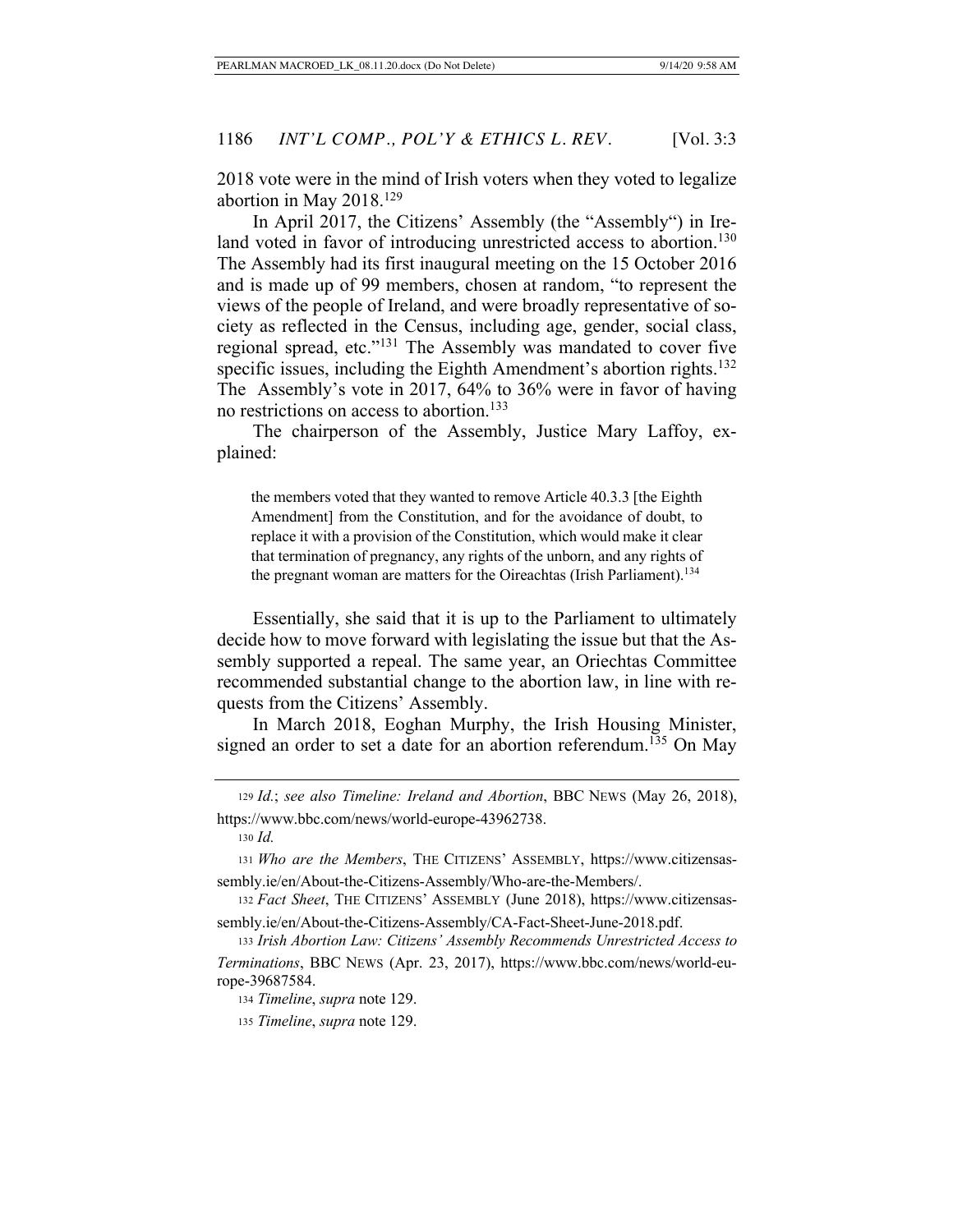2018 vote were in the mind of Irish voters when they voted to legalize abortion in May 2018.[129]

In April 2017, the Citizens' Assembly (the "Assembly") in Ireland voted in favor of introducing unrestricted access to abortion.[130] The Assembly had its first inaugural meeting on the 15 October 2016 and is made up of 99 members, chosen at random, "to represent the views of the people of Ireland, and were broadly representative of society as reflected in the Census, including age, gender, social class, regional spread, etc."[131] The Assembly was mandated to cover five specific issues, including the Eighth Amendment's abortion rights.[132] The Assembly's vote in 2017, 64% to 36% were in favor of having no restrictions on access to abortion.[133]

The chairperson of the Assembly, Justice Mary Laffoy, explained:

> the members voted that they wanted to remove Article 40.3.3 [the Eighth Amendment] from the Constitution, and for the avoidance of doubt, to replace it with a provision of the Constitution, which would make it clear that termination of pregnancy, any rights of the unborn, and any rights of the pregnant woman are matters for the Oireachtas (Irish Parliament).[134]

Essentially, she said that it is up to the Parliament to ultimately decide how to move forward with legislating the issue but that the Assembly supported a repeal. The same year, an Oriechtas Committee recommended substantial change to the abortion law, in line with requests from the Citizens' Assembly.

In March 2018, Eoghan Murphy, the Irish Housing Minister, signed an order to set a date for an abortion referendum.[135] On May

---

[129] *Id.*; *see also Timeline: Ireland and Abortion*, BBC NEWS (May 26, 2018), https://www.bbc.com/news/world-europe-43962738.

[130] *Id.*

[131] *Who are the Members*, THE CITIZENS' ASSEMBLY, https://www.citizensassembly.ie/en/About-the-Citizens-Assembly/Who-are-the-Members/.

[132] *Fact Sheet*, THE CITIZENS' ASSEMBLY (June 2018), https://www.citizensassembly.ie/en/About-the-Citizens-Assembly/CA-Fact-Sheet-June-2018.pdf.

[133] *Irish Abortion Law: Citizens' Assembly Recommends Unrestricted Access to Terminations*, BBC NEWS (Apr. 23, 2017), https://www.bbc.com/news/world-europe-39687584.

[134] *Timeline*, *supra* note 129.

[135] *Timeline*, *supra* note 129.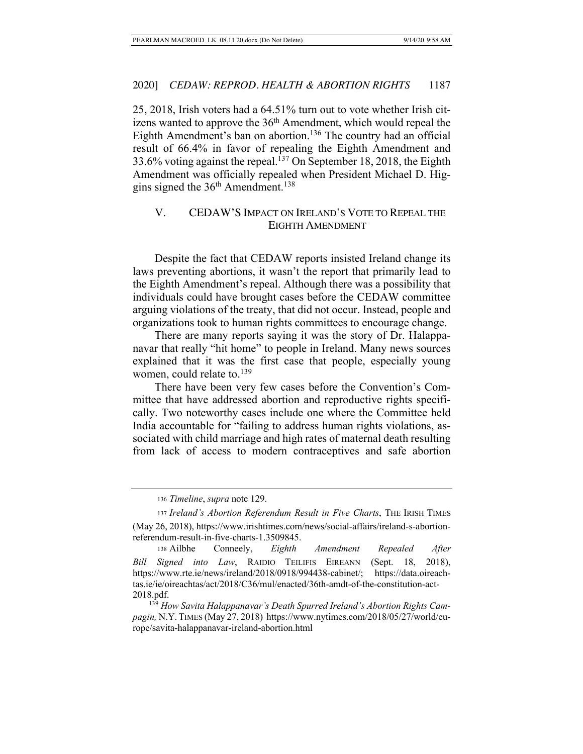25, 2018, Irish voters had a 64.51% turn out to vote whether Irish citizens wanted to approve the 36th Amendment, which would repeal the Eighth Amendment's ban on abortion.[136] The country had an official result of 66.4% in favor of repealing the Eighth Amendment and 33.6% voting against the repeal.[137] On September 18, 2018, the Eighth Amendment was officially repealed when President Michael D. Higgins signed the 36th Amendment.[138]

## V. CEDAW'S IMPACT ON IRELAND'S VOTE TO REPEAL THE EIGHTH AMENDMENT

Despite the fact that CEDAW reports insisted Ireland change its laws preventing abortions, it wasn't the report that primarily lead to the Eighth Amendment's repeal. Although there was a possibility that individuals could have brought cases before the CEDAW committee arguing violations of the treaty, that did not occur. Instead, people and organizations took to human rights committees to encourage change.

There are many reports saying it was the story of Dr. Halappanavar that really "hit home" to people in Ireland. Many news sources explained that it was the first case that people, especially young women, could relate to.[139]

There have been very few cases before the Convention's Committee that have addressed abortion and reproductive rights specifically. Two noteworthy cases include one where the Committee held India accountable for "failing to address human rights violations, associated with child marriage and high rates of maternal death resulting from lack of access to modern contraceptives and safe abortion

---

136 *Timeline*, *supra* note 129.

137 *Ireland's Abortion Referendum Result in Five Charts*, THE IRISH TIMES (May 26, 2018), https://www.irishtimes.com/news/social-affairs/ireland-s-abortion-referendum-result-in-five-charts-1.3509845.

138 Ailbhe Conneely, *Eighth Amendment Repealed After Bill Signed into Law*, RAIDIO TEILIFIS EIREANN (Sept. 18, 2018), https://www.rte.ie/news/ireland/2018/0918/994438-cabinet/; https://data.oireachtas.ie/ie/oireachtas/act/2018/C36/mul/enacted/36th-amdt-of-the-constitution-act-2018.pdf.

139 *How Savita Halappanavar's Death Spurred Ireland's Abortion Rights Campagin,* N.Y. TIMES (May 27, 2018) https://www.nytimes.com/2018/05/27/world/europe/savita-halappanavar-ireland-abortion.html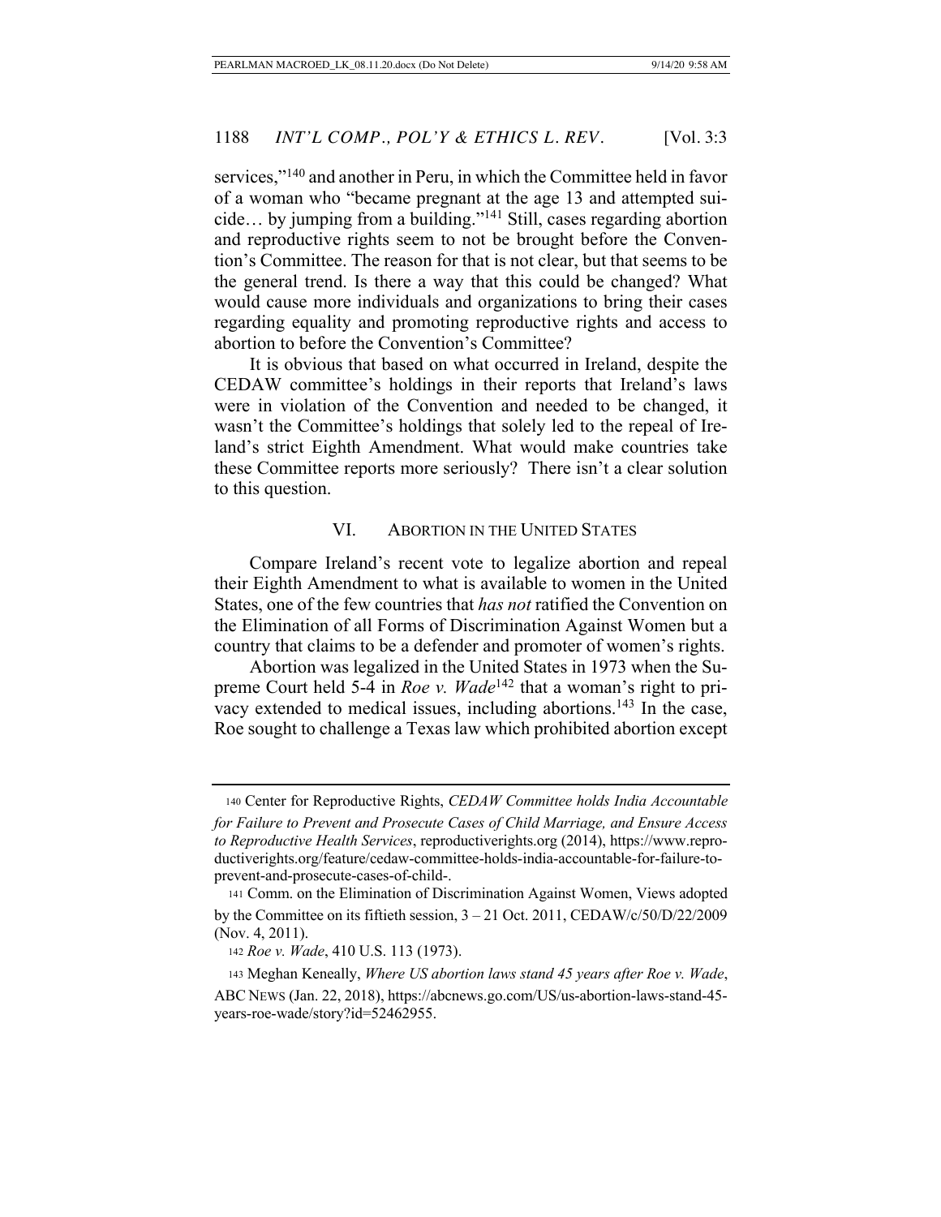services,"[140] and another in Peru, in which the Committee held in favor of a woman who "became pregnant at the age 13 and attempted suicide… by jumping from a building."[141] Still, cases regarding abortion and reproductive rights seem to not be brought before the Convention's Committee. The reason for that is not clear, but that seems to be the general trend. Is there a way that this could be changed? What would cause more individuals and organizations to bring their cases regarding equality and promoting reproductive rights and access to abortion to before the Convention's Committee?

It is obvious that based on what occurred in Ireland, despite the CEDAW committee's holdings in their reports that Ireland's laws were in violation of the Convention and needed to be changed, it wasn't the Committee's holdings that solely led to the repeal of Ireland's strict Eighth Amendment. What would make countries take these Committee reports more seriously? There isn't a clear solution to this question.

## VI. ABORTION IN THE UNITED STATES

Compare Ireland's recent vote to legalize abortion and repeal their Eighth Amendment to what is available to women in the United States, one of the few countries that *has not* ratified the Convention on the Elimination of all Forms of Discrimination Against Women but a country that claims to be a defender and promoter of women's rights.

Abortion was legalized in the United States in 1973 when the Supreme Court held 5-4 in *Roe v. Wade*[142] that a woman's right to privacy extended to medical issues, including abortions.[143] In the case, Roe sought to challenge a Texas law which prohibited abortion except

---

[140] Center for Reproductive Rights, *CEDAW Committee holds India Accountable for Failure to Prevent and Prosecute Cases of Child Marriage, and Ensure Access to Reproductive Health Services*, reproductiverights.org (2014), https://www.reproductiverights.org/feature/cedaw-committee-holds-india-accountable-for-failure-to-prevent-and-prosecute-cases-of-child-.

[141] Comm. on the Elimination of Discrimination Against Women, Views adopted by the Committee on its fiftieth session, 3 – 21 Oct. 2011, CEDAW/c/50/D/22/2009 (Nov. 4, 2011).

[142] *Roe v. Wade*, 410 U.S. 113 (1973).

[143] Meghan Keneally, *Where US abortion laws stand 45 years after Roe v. Wade*, ABC NEWS (Jan. 22, 2018), https://abcnews.go.com/US/us-abortion-laws-stand-45-years-roe-wade/story?id=52462955.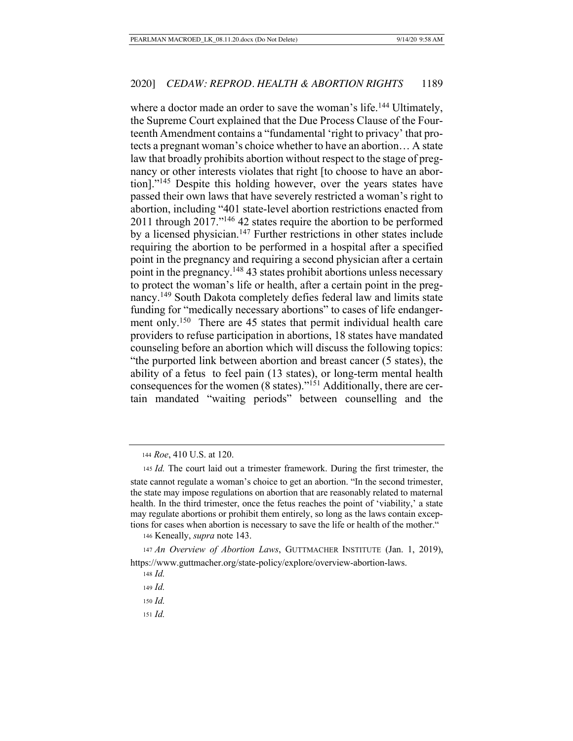where a doctor made an order to save the woman's life.[144] Ultimately, the Supreme Court explained that the Due Process Clause of the Fourteenth Amendment contains a "fundamental 'right to privacy' that protects a pregnant woman's choice whether to have an abortion… A state law that broadly prohibits abortion without respect to the stage of pregnancy or other interests violates that right [to choose to have an abortion]."[145] Despite this holding however, over the years states have passed their own laws that have severely restricted a woman's right to abortion, including "401 state-level abortion restrictions enacted from 2011 through 2017."[146] 42 states require the abortion to be performed by a licensed physician.[147] Further restrictions in other states include requiring the abortion to be performed in a hospital after a specified point in the pregnancy and requiring a second physician after a certain point in the pregnancy.[148] 43 states prohibit abortions unless necessary to protect the woman's life or health, after a certain point in the pregnancy.[149] South Dakota completely defies federal law and limits state funding for "medically necessary abortions" to cases of life endangerment only.[150] There are 45 states that permit individual health care providers to refuse participation in abortions, 18 states have mandated counseling before an abortion which will discuss the following topics: "the purported link between abortion and breast cancer (5 states), the ability of a fetus to feel pain (13 states), or long-term mental health consequences for the women (8 states)."[151] Additionally, there are certain mandated "waiting periods" between counselling and the

---

144 *Roe*, 410 U.S. at 120.

145 *Id.* The court laid out a trimester framework. During the first trimester, the state cannot regulate a woman's choice to get an abortion. "In the second trimester, the state may impose regulations on abortion that are reasonably related to maternal health. In the third trimester, once the fetus reaches the point of 'viability,' a state may regulate abortions or prohibit them entirely, so long as the laws contain exceptions for cases when abortion is necessary to save the life or health of the mother."

146 Keneally, *supra* note 143.

147 *An Overview of Abortion Laws*, GUTTMACHER INSTITUTE (Jan. 1, 2019), https://www.guttmacher.org/state-policy/explore/overview-abortion-laws.

148 *Id.*

149 *Id.*

150 *Id.*

151 *Id.*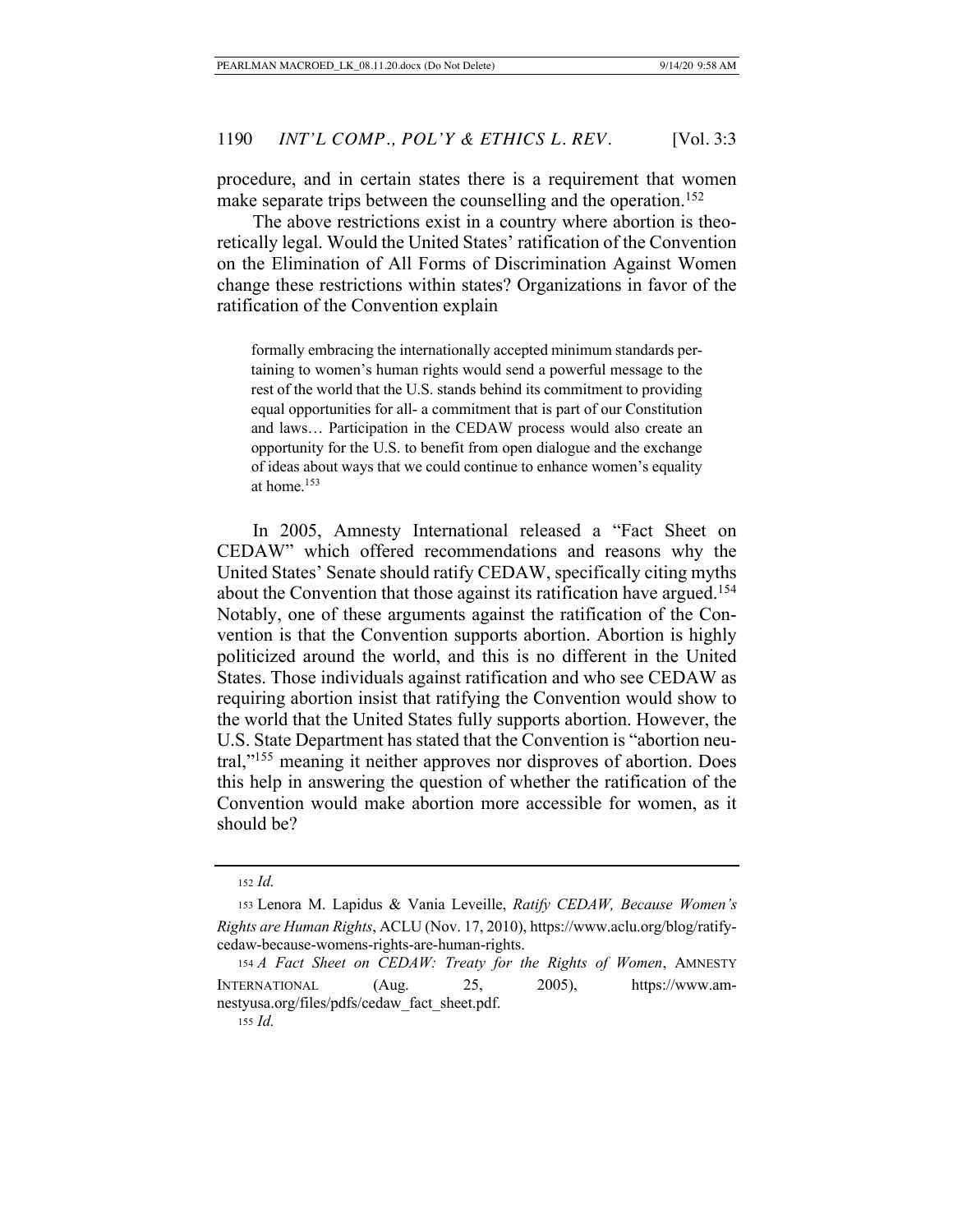procedure, and in certain states there is a requirement that women make separate trips between the counselling and the operation.[152]

The above restrictions exist in a country where abortion is theoretically legal. Would the United States' ratification of the Convention on the Elimination of All Forms of Discrimination Against Women change these restrictions within states? Organizations in favor of the ratification of the Convention explain

> formally embracing the internationally accepted minimum standards pertaining to women's human rights would send a powerful message to the rest of the world that the U.S. stands behind its commitment to providing equal opportunities for all- a commitment that is part of our Constitution and laws… Participation in the CEDAW process would also create an opportunity for the U.S. to benefit from open dialogue and the exchange of ideas about ways that we could continue to enhance women's equality at home.[153]

In 2005, Amnesty International released a "Fact Sheet on CEDAW" which offered recommendations and reasons why the United States' Senate should ratify CEDAW, specifically citing myths about the Convention that those against its ratification have argued.[154] Notably, one of these arguments against the ratification of the Convention is that the Convention supports abortion. Abortion is highly politicized around the world, and this is no different in the United States. Those individuals against ratification and who see CEDAW as requiring abortion insist that ratifying the Convention would show to the world that the United States fully supports abortion. However, the U.S. State Department has stated that the Convention is "abortion neutral,"[155] meaning it neither approves nor disproves of abortion. Does this help in answering the question of whether the ratification of the Convention would make abortion more accessible for women, as it should be?

---

[152] *Id.*

[153] Lenora M. Lapidus & Vania Leveille, *Ratify CEDAW, Because Women's Rights are Human Rights*, ACLU (Nov. 17, 2010), https://www.aclu.org/blog/ratify-cedaw-because-womens-rights-are-human-rights.

[154] *A Fact Sheet on CEDAW: Treaty for the Rights of Women*, AMNESTY INTERNATIONAL (Aug. 25, 2005), https://www.amnestyusa.org/files/pdfs/cedaw_fact_sheet.pdf.

[155] *Id.*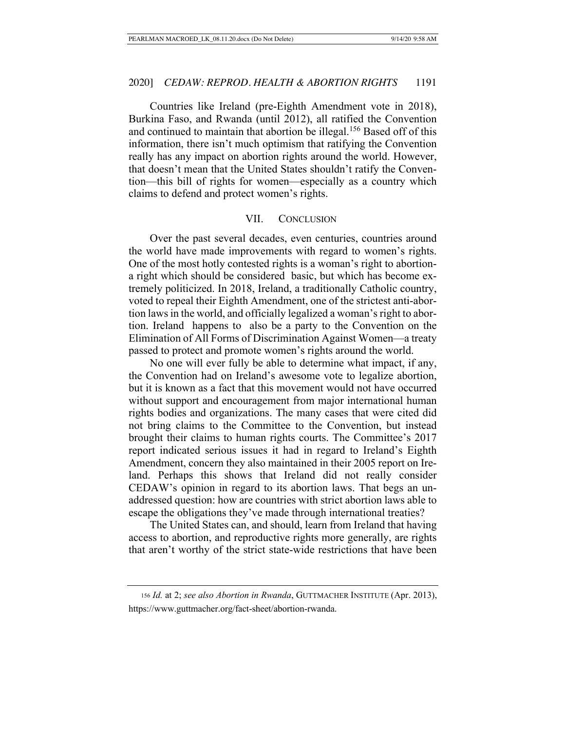Countries like Ireland (pre-Eighth Amendment vote in 2018), Burkina Faso, and Rwanda (until 2012), all ratified the Convention and continued to maintain that abortion be illegal.[156] Based off of this information, there isn't much optimism that ratifying the Convention really has any impact on abortion rights around the world. However, that doesn't mean that the United States shouldn't ratify the Convention—this bill of rights for women—especially as a country which claims to defend and protect women's rights.

## VII. CONCLUSION

Over the past several decades, even centuries, countries around the world have made improvements with regard to women's rights. One of the most hotly contested rights is a woman's right to abortion-a right which should be considered basic, but which has become extremely politicized. In 2018, Ireland, a traditionally Catholic country, voted to repeal their Eighth Amendment, one of the strictest anti-abortion laws in the world, and officially legalized a woman's right to abortion. Ireland happens to also be a party to the Convention on the Elimination of All Forms of Discrimination Against Women—a treaty passed to protect and promote women's rights around the world.

No one will ever fully be able to determine what impact, if any, the Convention had on Ireland's awesome vote to legalize abortion, but it is known as a fact that this movement would not have occurred without support and encouragement from major international human rights bodies and organizations. The many cases that were cited did not bring claims to the Committee to the Convention, but instead brought their claims to human rights courts. The Committee's 2017 report indicated serious issues it had in regard to Ireland's Eighth Amendment, concern they also maintained in their 2005 report on Ireland. Perhaps this shows that Ireland did not really consider CEDAW's opinion in regard to its abortion laws. That begs an unaddressed question: how are countries with strict abortion laws able to escape the obligations they've made through international treaties?

The United States can, and should, learn from Ireland that having access to abortion, and reproductive rights more generally, are rights that aren't worthy of the strict state-wide restrictions that have been

---

[156] *Id.* at 2; *see also Abortion in Rwanda*, GUTTMACHER INSTITUTE (Apr. 2013), https://www.guttmacher.org/fact-sheet/abortion-rwanda.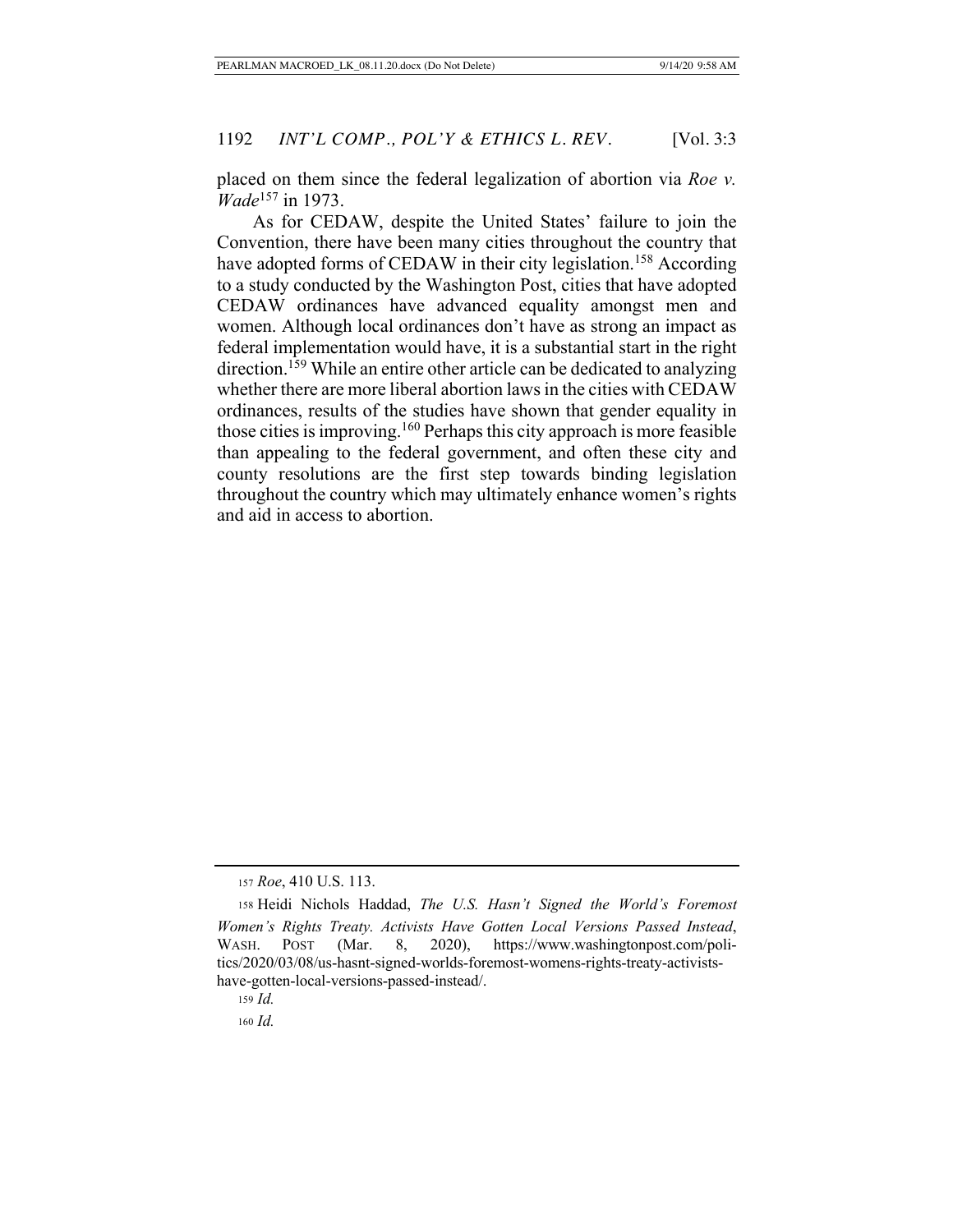placed on them since the federal legalization of abortion via *Roe v. Wade*[157] in 1973.

As for CEDAW, despite the United States' failure to join the Convention, there have been many cities throughout the country that have adopted forms of CEDAW in their city legislation.[158] According to a study conducted by the Washington Post, cities that have adopted CEDAW ordinances have advanced equality amongst men and women. Although local ordinances don't have as strong an impact as federal implementation would have, it is a substantial start in the right direction.[159] While an entire other article can be dedicated to analyzing whether there are more liberal abortion laws in the cities with CEDAW ordinances, results of the studies have shown that gender equality in those cities is improving.[160] Perhaps this city approach is more feasible than appealing to the federal government, and often these city and county resolutions are the first step towards binding legislation throughout the country which may ultimately enhance women's rights and aid in access to abortion.

---

157 *Roe*, 410 U.S. 113.

158 Heidi Nichols Haddad, *The U.S. Hasn't Signed the World's Foremost Women's Rights Treaty. Activists Have Gotten Local Versions Passed Instead*, WASH. POST (Mar. 8, 2020), https://www.washingtonpost.com/politics/2020/03/08/us-hasnt-signed-worlds-foremost-womens-rights-treaty-activists-have-gotten-local-versions-passed-instead/.

159 *Id.*

160 *Id.*